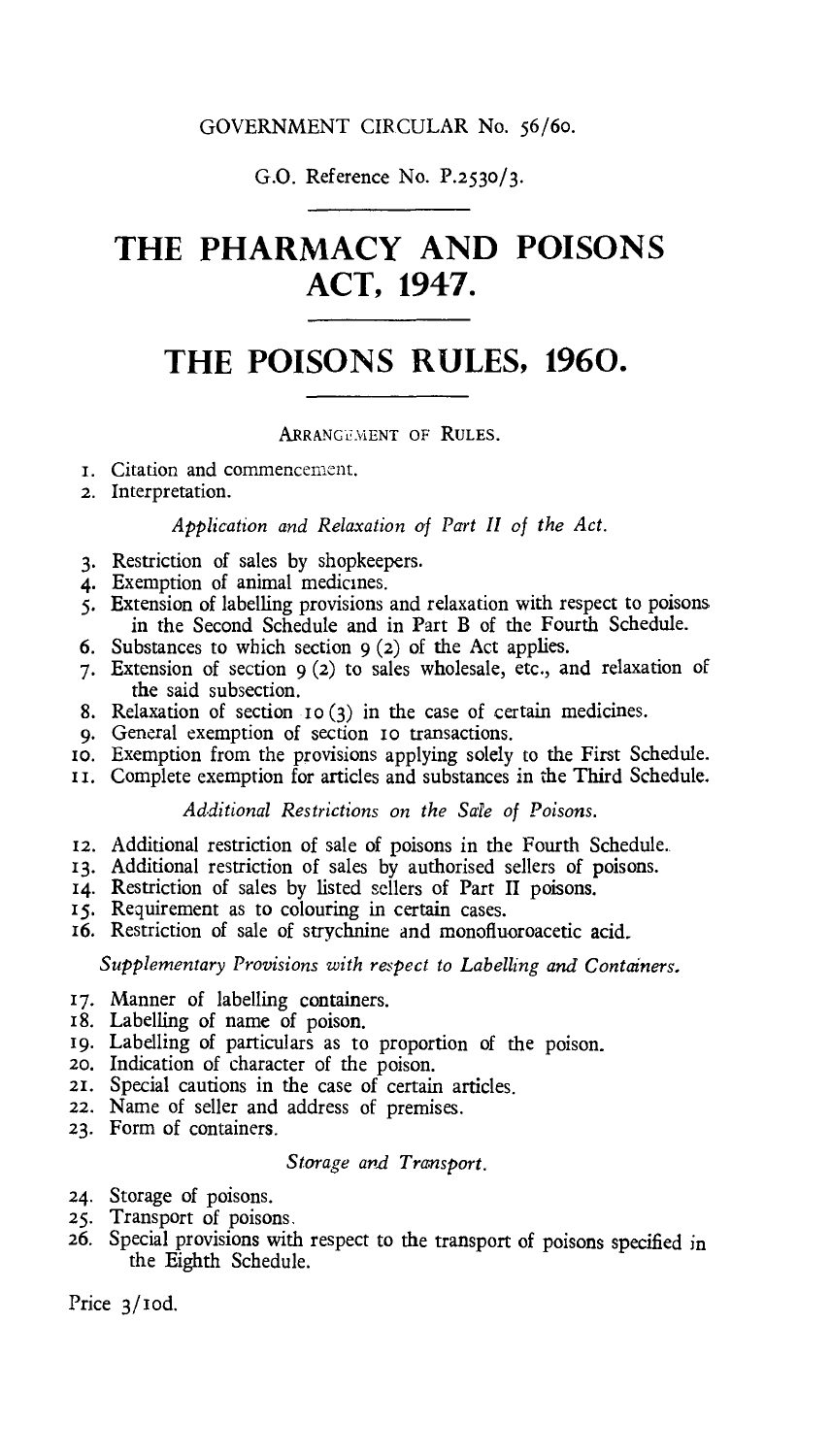GOVERNMENT CIRCULAR No. 56/60.

G.O. Reference No. P.2530/3.

# THE PHARMACY AND POISONS ACT, 1947.

# THE POISONS RULES, 1960.

ARRANGEMENT OF RULES.

1. Citation and commencement.
2. Interpretation.

*Application and Relaxation of Part II of the Act.*

3. Restriction of sales by shopkeepers.
4. Exemption of animal medicines.
5. Extension of labelling provisions and relaxation with respect to poisons in the Second Schedule and in Part B of the Fourth Schedule.
6. Substances to which section 9 (2) of the Act applies.
7. Extension of section 9 (2) to sales wholesale, etc., and relaxation of the said subsection.
8. Relaxation of section 10 (3) in the case of certain medicines.
9. General exemption of section 10 transactions.
10. Exemption from the provisions applying solely to the First Schedule.
11. Complete exemption for articles and substances in the Third Schedule.

*Additional Restrictions on the Sale of Poisons.*

12. Additional restriction of sale of poisons in the Fourth Schedule.
13. Additional restriction of sales by authorised sellers of poisons.
14. Restriction of sales by listed sellers of Part II poisons.
15. Requirement as to colouring in certain cases.
16. Restriction of sale of strychnine and monofluoroacetic acid.

*Supplementary Provisions with respect to Labelling and Containers.*

17. Manner of labelling containers.
18. Labelling of name of poison.
19. Labelling of particulars as to proportion of the poison.
20. Indication of character of the poison.
21. Special cautions in the case of certain articles.
22. Name of seller and address of premises.
23. Form of containers.

*Storage and Transport.*

24. Storage of poisons.
25. Transport of poisons.
26. Special provisions with respect to the transport of poisons specified in the Eighth Schedule.

Price 3/10d.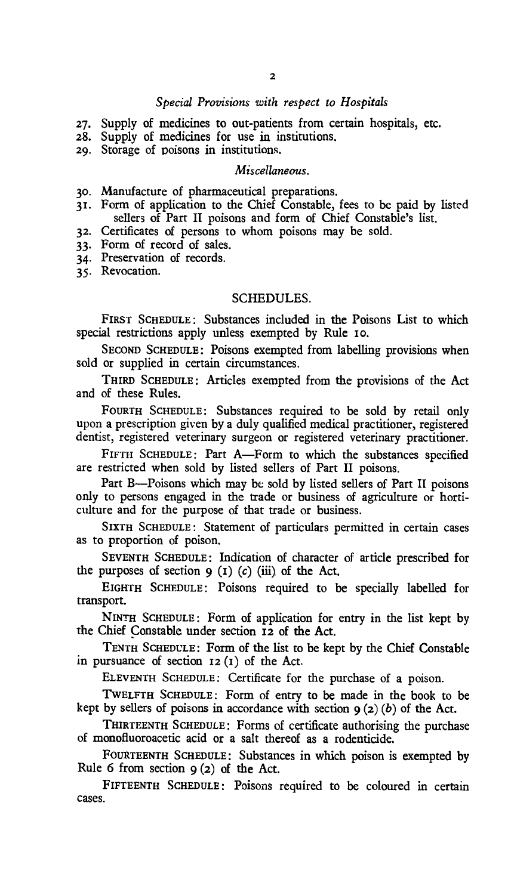*Special Provisions with respect to Hospitals*

27. Supply of medicines to out-patients from certain hospitals, etc.
28. Supply of medicines for use in institutions.
29. Storage of poisons in institutions.

*Miscellaneous.*

30. Manufacture of pharmaceutical preparations.
31. Form of application to the Chief Constable, fees to be paid by listed sellers of Part II poisons and form of Chief Constable's list.
32. Certificates of persons to whom poisons may be sold.
33. Form of record of sales.
34. Preservation of records.
35. Revocation.

## SCHEDULES.

FIRST SCHEDULE: Substances included in the Poisons List to which special restrictions apply unless exempted by Rule 10.

SECOND SCHEDULE: Poisons exempted from labelling provisions when sold or supplied in certain circumstances.

THIRD SCHEDULE: Articles exempted from the provisions of the Act and of these Rules.

FOURTH SCHEDULE: Substances required to be sold by retail only upon a prescription given by a duly qualified medical practitioner, registered dentist, registered veterinary surgeon or registered veterinary practitioner.

FIFTH SCHEDULE: Part A—Form to which the substances specified are restricted when sold by listed sellers of Part II poisons.

Part B—Poisons which may be sold by listed sellers of Part II poisons only to persons engaged in the trade or business of agriculture or horticulture and for the purpose of that trade or business.

SIXTH SCHEDULE: Statement of particulars permitted in certain cases as to proportion of poison.

SEVENTH SCHEDULE: Indication of character of article prescribed for the purposes of section 9 (1) (*c*) (iii) of the Act.

EIGHTH SCHEDULE: Poisons required to be specially labelled for transport.

NINTH SCHEDULE: Form of application for entry in the list kept by the Chief Constable under section 12 of the Act.

TENTH SCHEDULE: Form of the list to be kept by the Chief Constable in pursuance of section 12 (1) of the Act.

ELEVENTH SCHEDULE: Certificate for the purchase of a poison.

TWELFTH SCHEDULE: Form of entry to be made in the book to be kept by sellers of poisons in accordance with section 9 (2) (*b*) of the Act.

THIRTEENTH SCHEDULE: Forms of certificate authorising the purchase of monofluoroacetic acid or a salt thereof as a rodenticide.

FOURTEENTH SCHEDULE: Substances in which poison is exempted by Rule 6 from section 9 (2) of the Act.

FIFTEENTH SCHEDULE: Poisons required to be coloured in certain cases.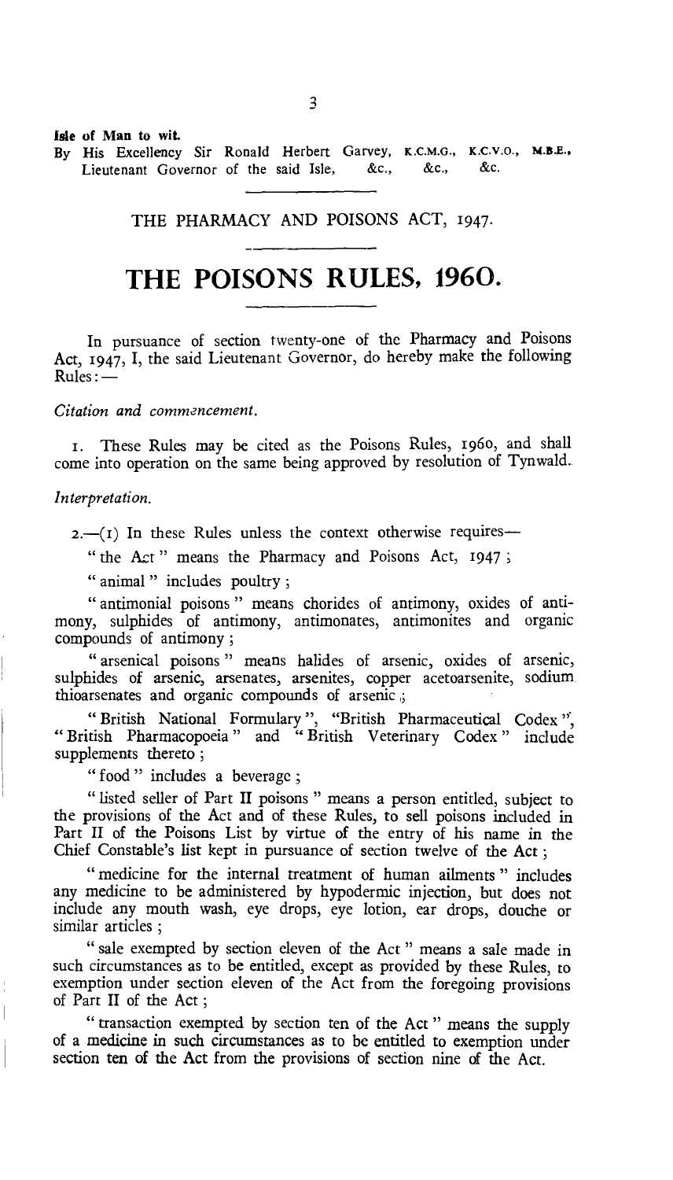**Isle of Man to wit.**

By His Excellency Sir Ronald Herbert Garvey, K.C.M.G., K.C.V.O., M.B.E., Lieutenant Governor of the said Isle, &c., &c., &c.

THE PHARMACY AND POISONS ACT, 1947.

# THE POISONS RULES, 1960.

In pursuance of section twenty-one of the Pharmacy and Poisons Act, 1947, I, the said Lieutenant Governor, do hereby make the following Rules:—

*Citation and commencement.*

1. These Rules may be cited as the Poisons Rules, 1960, and shall come into operation on the same being approved by resolution of Tynwald.

*Interpretation.*

2.—(1) In these Rules unless the context otherwise requires—

"the Act" means the Pharmacy and Poisons Act, 1947;

"animal" includes poultry;

"antimonial poisons" means chorides of antimony, oxides of antimony, sulphides of antimony, antimonates, antimonites and organic compounds of antimony;

"arsenical poisons" means halides of arsenic, oxides of arsenic, sulphides of arsenic, arsenates, arsenites, copper acetoarsenite, sodium thioarsenates and organic compounds of arsenic;

"British National Formulary", "British Pharmaceutical Codex", "British Pharmacopoeia" and "British Veterinary Codex" include supplements thereto;

"food" includes a beverage;

"listed seller of Part II poisons" means a person entitled, subject to the provisions of the Act and of these Rules, to sell poisons included in Part II of the Poisons List by virtue of the entry of his name in the Chief Constable's list kept in pursuance of section twelve of the Act;

"medicine for the internal treatment of human ailments" includes any medicine to be administered by hypodermic injection, but does not include any mouth wash, eye drops, eye lotion, ear drops, douche or similar articles;

"sale exempted by section eleven of the Act" means a sale made in such circumstances as to be entitled, except as provided by these Rules, to exemption under section eleven of the Act from the foregoing provisions of Part II of the Act;

"transaction exempted by section ten of the Act" means the supply of a medicine in such circumstances as to be entitled to exemption under section ten of the Act from the provisions of section nine of the Act.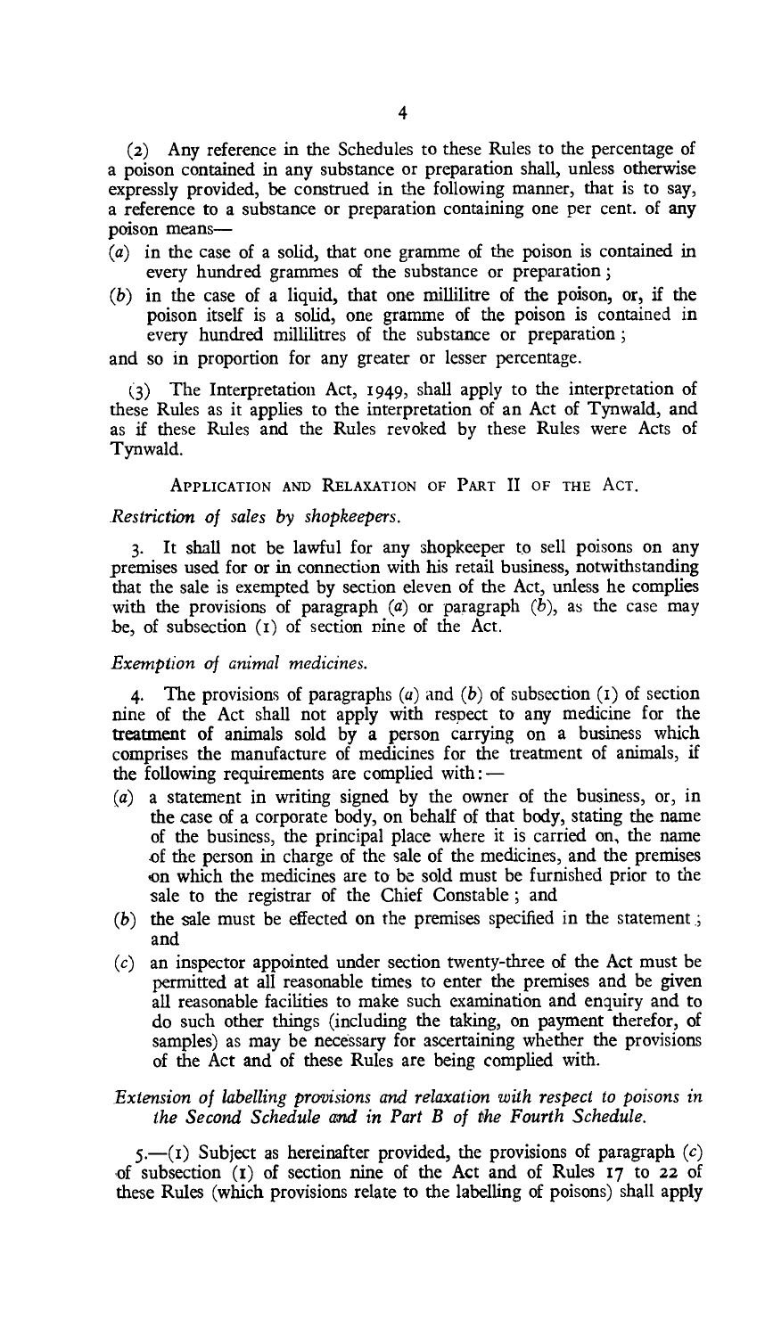(2) Any reference in the Schedules to these Rules to the percentage of a poison contained in any substance or preparation shall, unless otherwise expressly provided, be construed in the following manner, that is to say, a reference to a substance or preparation containing one per cent. of any poison means—

(a) in the case of a solid, that one gramme of the poison is contained in every hundred grammes of the substance or preparation;

(b) in the case of a liquid, that one millilitre of the poison, or, if the poison itself is a solid, one gramme of the poison is contained in every hundred millilitres of the substance or preparation;

and so in proportion for any greater or lesser percentage.

(3) The Interpretation Act, 1949, shall apply to the interpretation of these Rules as it applies to the interpretation of an Act of Tynwald, and as if these Rules and the Rules revoked by these Rules were Acts of Tynwald.

## APPLICATION AND RELAXATION OF PART II OF THE ACT.

*Restriction of sales by shopkeepers.*

3. It shall not be lawful for any shopkeeper to sell poisons on any premises used for or in connection with his retail business, notwithstanding that the sale is exempted by section eleven of the Act, unless he complies with the provisions of paragraph (a) or paragraph (b), as the case may be, of subsection (1) of section nine of the Act.

*Exemption of animal medicines.*

4. The provisions of paragraphs (a) and (b) of subsection (1) of section nine of the Act shall not apply with respect to any medicine for the treatment of animals sold by a person carrying on a business which comprises the manufacture of medicines for the treatment of animals, if the following requirements are complied with:—

(a) a statement in writing signed by the owner of the business, or, in the case of a corporate body, on behalf of that body, stating the name of the business, the principal place where it is carried on, the name of the person in charge of the sale of the medicines, and the premises on which the medicines are to be sold must be furnished prior to the sale to the registrar of the Chief Constable; and

(b) the sale must be effected on the premises specified in the statement; and

(c) an inspector appointed under section twenty-three of the Act must be permitted at all reasonable times to enter the premises and be given all reasonable facilities to make such examination and enquiry and to do such other things (including the taking, on payment therefor, of samples) as may be necessary for ascertaining whether the provisions of the Act and of these Rules are being complied with.

*Extension of labelling provisions and relaxation with respect to poisons in the Second Schedule and in Part B of the Fourth Schedule.*

5.—(1) Subject as hereinafter provided, the provisions of paragraph (c) of subsection (1) of section nine of the Act and of Rules 17 to 22 of these Rules (which provisions relate to the labelling of poisons) shall apply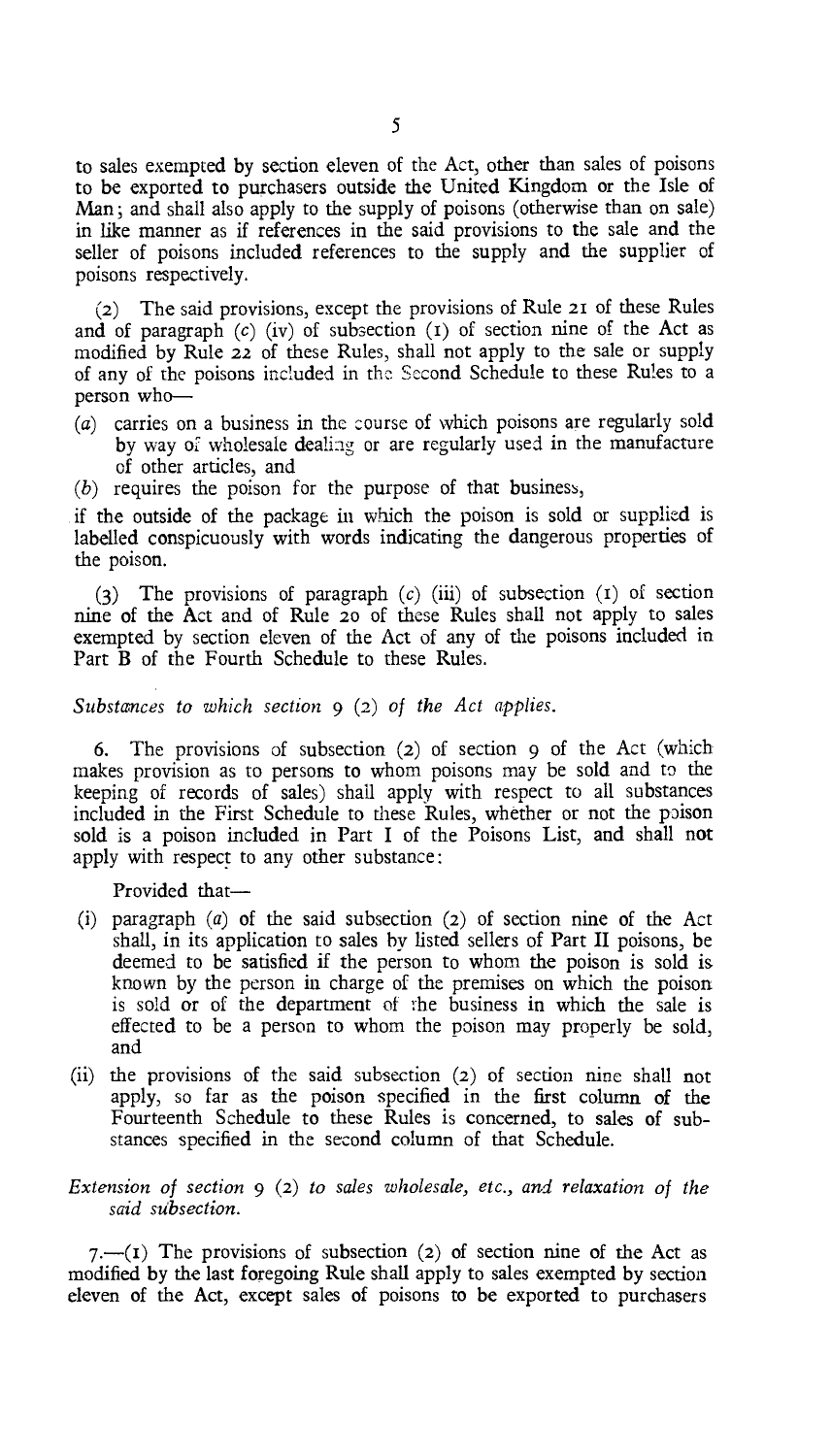to sales exempted by section eleven of the Act, other than sales of poisons to be exported to purchasers outside the United Kingdom or the Isle of Man; and shall also apply to the supply of poisons (otherwise than on sale) in like manner as if references in the said provisions to the sale and the seller of poisons included references to the supply and the supplier of poisons respectively.

(2) The said provisions, except the provisions of Rule 21 of these Rules and of paragraph (c) (iv) of subsection (1) of section nine of the Act as modified by Rule 22 of these Rules, shall not apply to the sale or supply of any of the poisons included in the Second Schedule to these Rules to a person who—

(a) carries on a business in the course of which poisons are regularly sold by way of wholesale dealing or are regularly used in the manufacture of other articles, and

(b) requires the poison for the purpose of that business,

if the outside of the package in which the poison is sold or supplied is labelled conspicuously with words indicating the dangerous properties of the poison.

(3) The provisions of paragraph (c) (iii) of subsection (1) of section nine of the Act and of Rule 20 of these Rules shall not apply to sales exempted by section eleven of the Act of any of the poisons included in Part B of the Fourth Schedule to these Rules.

*Substances to which section 9 (2) of the Act applies.*

6. The provisions of subsection (2) of section 9 of the Act (which makes provision as to persons to whom poisons may be sold and to the keeping of records of sales) shall apply with respect to all substances included in the First Schedule to these Rules, whether or not the poison sold is a poison included in Part I of the Poisons List, and shall not apply with respect to any other substance:

Provided that—

(i) paragraph (a) of the said subsection (2) of section nine of the Act shall, in its application to sales by listed sellers of Part II poisons, be deemed to be satisfied if the person to whom the poison is sold is known by the person in charge of the premises on which the poison is sold or of the department of the business in which the sale is effected to be a person to whom the poison may properly be sold, and

(ii) the provisions of the said subsection (2) of section nine shall not apply, so far as the poison specified in the first column of the Fourteenth Schedule to these Rules is concerned, to sales of substances specified in the second column of that Schedule.

*Extension of section 9 (2) to sales wholesale, etc., and relaxation of the said subsection.*

7.—(1) The provisions of subsection (2) of section nine of the Act as modified by the last foregoing Rule shall apply to sales exempted by section eleven of the Act, except sales of poisons to be exported to purchasers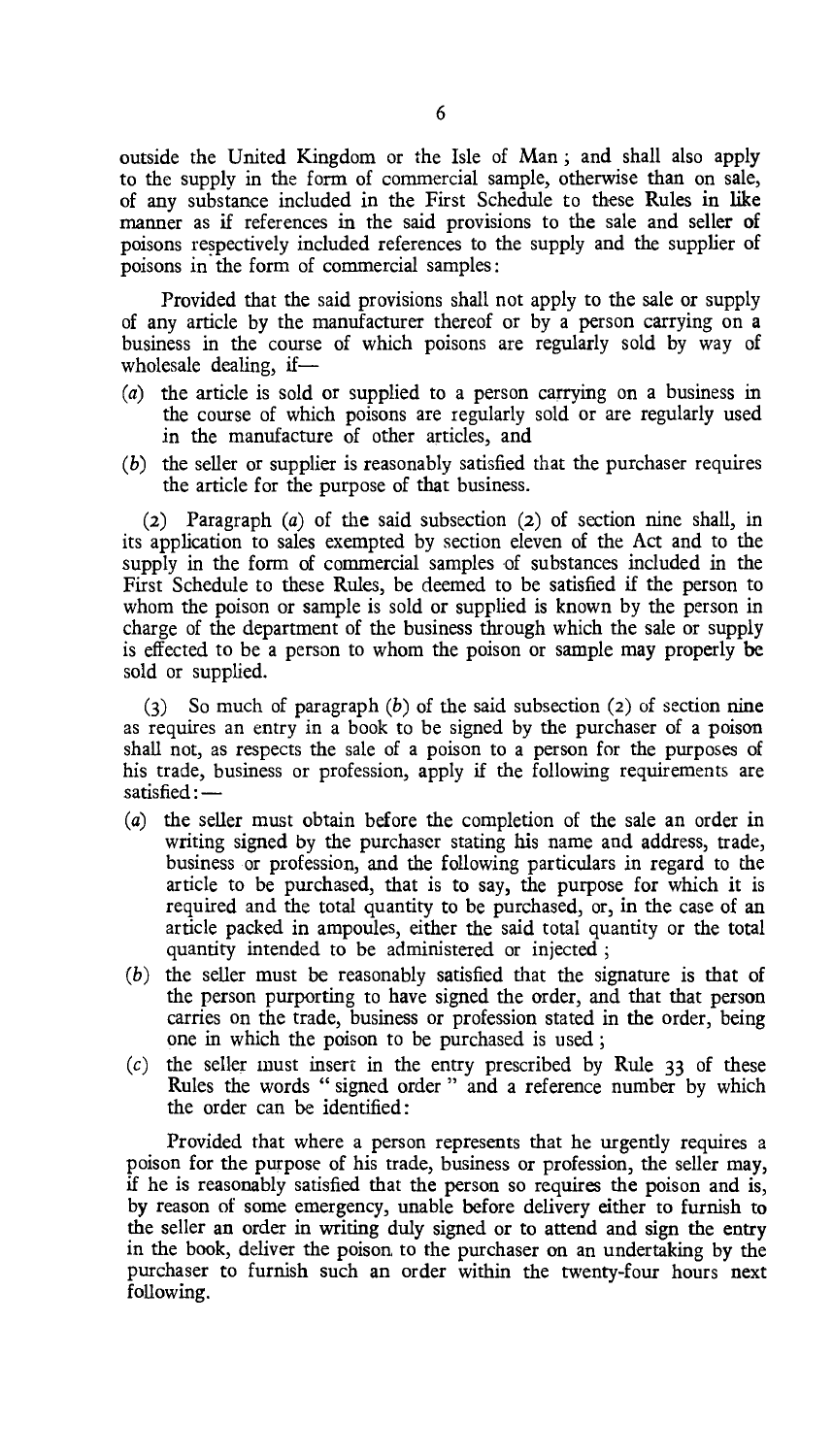outside the United Kingdom or the Isle of Man; and shall also apply to the supply in the form of commercial sample, otherwise than on sale, of any substance included in the First Schedule to these Rules in like manner as if references in the said provisions to the sale and seller of poisons respectively included references to the supply and the supplier of poisons in the form of commercial samples:

Provided that the said provisions shall not apply to the sale or supply of any article by the manufacturer thereof or by a person carrying on a business in the course of which poisons are regularly sold by way of wholesale dealing, if—

(*a*) the article is sold or supplied to a person carrying on a business in the course of which poisons are regularly sold or are regularly used in the manufacture of other articles, and

(*b*) the seller or supplier is reasonably satisfied that the purchaser requires the article for the purpose of that business.

(2) Paragraph (*a*) of the said subsection (2) of section nine shall, in its application to sales exempted by section eleven of the Act and to the supply in the form of commercial samples of substances included in the First Schedule to these Rules, be deemed to be satisfied if the person to whom the poison or sample is sold or supplied is known by the person in charge of the department of the business through which the sale or supply is effected to be a person to whom the poison or sample may properly be sold or supplied.

(3) So much of paragraph (*b*) of the said subsection (2) of section nine as requires an entry in a book to be signed by the purchaser of a poison shall not, as respects the sale of a poison to a person for the purposes of his trade, business or profession, apply if the following requirements are satisfied:—

(*a*) the seller must obtain before the completion of the sale an order in writing signed by the purchaser stating his name and address, trade, business or profession, and the following particulars in regard to the article to be purchased, that is to say, the purpose for which it is required and the total quantity to be purchased, or, in the case of an article packed in ampoules, either the said total quantity or the total quantity intended to be administered or injected;

(*b*) the seller must be reasonably satisfied that the signature is that of the person purporting to have signed the order, and that that person carries on the trade, business or profession stated in the order, being one in which the poison to be purchased is used;

(*c*) the seller must insert in the entry prescribed by Rule 33 of these Rules the words "signed order" and a reference number by which the order can be identified:

Provided that where a person represents that he urgently requires a poison for the purpose of his trade, business or profession, the seller may, if he is reasonably satisfied that the person so requires the poison and is, by reason of some emergency, unable before delivery either to furnish to the seller an order in writing duly signed or to attend and sign the entry in the book, deliver the poison to the purchaser on an undertaking by the purchaser to furnish such an order within the twenty-four hours next following.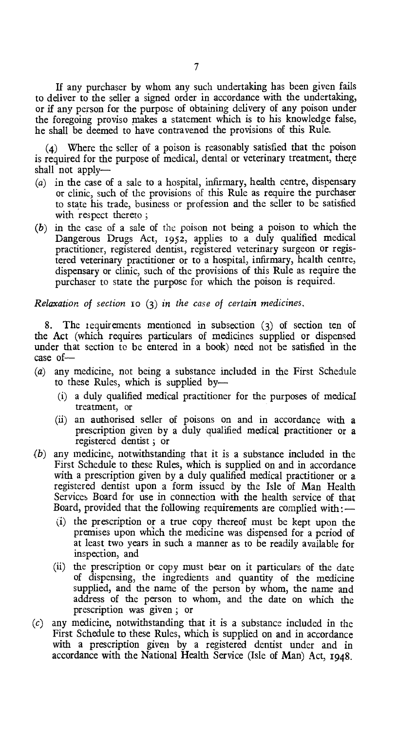If any purchaser by whom any such undertaking has been given fails to deliver to the seller a signed order in accordance with the undertaking, or if any person for the purpose of obtaining delivery of any poison under the foregoing proviso makes a statement which is to his knowledge false, he shall be deemed to have contravened the provisions of this Rule.

(4) Where the seller of a poison is reasonably satisfied that the poison is required for the purpose of medical, dental or veterinary treatment, there shall not apply—

(a) in the case of a sale to a hospital, infirmary, health centre, dispensary or clinic, such of the provisions of this Rule as require the purchaser to state his trade, business or profession and the seller to be satisfied with respect thereto;

(b) in the case of a sale of the poison not being a poison to which the Dangerous Drugs Act, 1952, applies to a duly qualified medical practitioner, registered dentist, registered veterinary surgeon or registered veterinary practitioner or to a hospital, infirmary, health centre, dispensary or clinic, such of the provisions of this Rule as require the purchaser to state the purpose for which the poison is required.

*Relaxation of section 10 (3) in the case of certain medicines.*

8. The requirements mentioned in subsection (3) of section ten of the Act (which requires particulars of medicines supplied or dispensed under that section to be entered in a book) need not be satisfied in the case of—

(a) any medicine, not being a substance included in the First Schedule to these Rules, which is supplied by—
   - (i) a duly qualified medical practitioner for the purposes of medical treatment, or
   - (ii) an authorised seller of poisons on and in accordance with a prescription given by a duly qualified medical practitioner or a registered dentist; or

(b) any medicine, notwithstanding that it is a substance included in the First Schedule to these Rules, which is supplied on and in accordance with a prescription given by a duly qualified medical practitioner or a registered dentist upon a form issued by the Isle of Man Health Services Board for use in connection with the health service of that Board, provided that the following requirements are complied with:—
   - (i) the prescription or a true copy thereof must be kept upon the premises upon which the medicine was dispensed for a period of at least two years in such a manner as to be readily available for inspection, and
   - (ii) the prescription or copy must bear on it particulars of the date of dispensing, the ingredients and quantity of the medicine supplied, and the name of the person by whom, the name and address of the person to whom, and the date on which the prescription was given; or

(c) any medicine, notwithstanding that it is a substance included in the First Schedule to these Rules, which is supplied on and in accordance with a prescription given by a registered dentist under and in accordance with the National Health Service (Isle of Man) Act, 1948.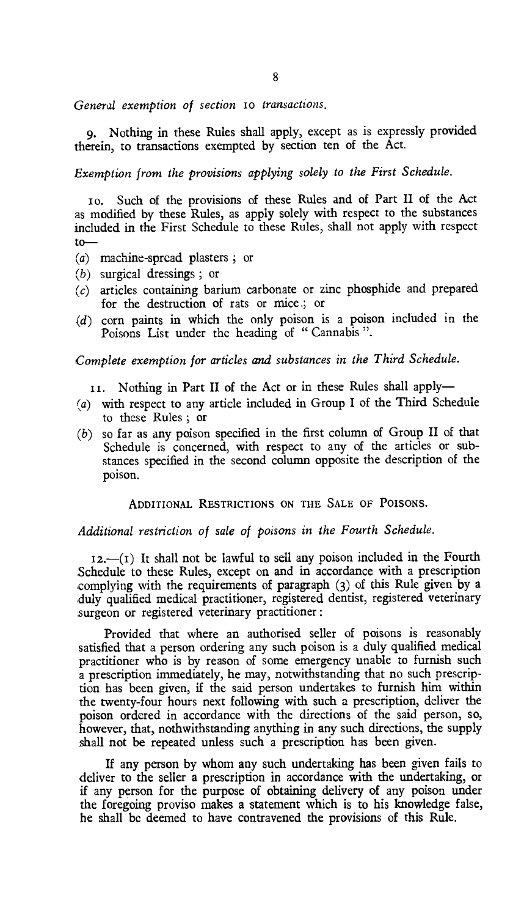*General exemption of section 10 transactions.*

9. Nothing in these Rules shall apply, except as is expressly provided therein, to transactions exempted by section ten of the Act.

*Exemption from the provisions applying solely to the First Schedule.*

10. Such of the provisions of these Rules and of Part II of the Act as modified by these Rules, as apply solely with respect to the substances included in the First Schedule to these Rules, shall not apply with respect to—

(a) machine-spread plasters ; or
(b) surgical dressings ; or
(c) articles containing barium carbonate or zinc phosphide and prepared for the destruction of rats or mice ; or
(d) corn paints in which the only poison is a poison included in the Poisons List under the heading of " Cannabis ".

*Complete exemption for articles and substances in the Third Schedule.*

11. Nothing in Part II of the Act or in these Rules shall apply—

(a) with respect to any article included in Group I of the Third Schedule to these Rules ; or
(b) so far as any poison specified in the first column of Group II of that Schedule is concerned, with respect to any of the articles or substances specified in the second column opposite the description of the poison.

ADDITIONAL RESTRICTIONS ON THE SALE OF POISONS.

*Additional restriction of sale of poisons in the Fourth Schedule.*

12.—(1) It shall not be lawful to sell any poison included in the Fourth Schedule to these Rules, except on and in accordance with a prescription complying with the requirements of paragraph (3) of this Rule given by a duly qualified medical practitioner, registered dentist, registered veterinary surgeon or registered veterinary practitioner :

Provided that where an authorised seller of poisons is reasonably satisfied that a person ordering any such poison is a duly qualified medical practitioner who is by reason of some emergency unable to furnish such a prescription immediately, he may, notwithstanding that no such prescription has been given, if the said person undertakes to furnish him within the twenty-four hours next following with such a prescription, deliver the poison ordered in accordance with the directions of the said person, so, however, that, nothwithstanding anything in any such directions, the supply shall not be repeated unless such a prescription has been given.

If any person by whom any such undertaking has been given fails to deliver to the seller a prescription in accordance with the undertaking, or if any person for the purpose of obtaining delivery of any poison under the foregoing proviso makes a statement which is to his knowledge false, he shall be deemed to have contravened the provisions of this Rule.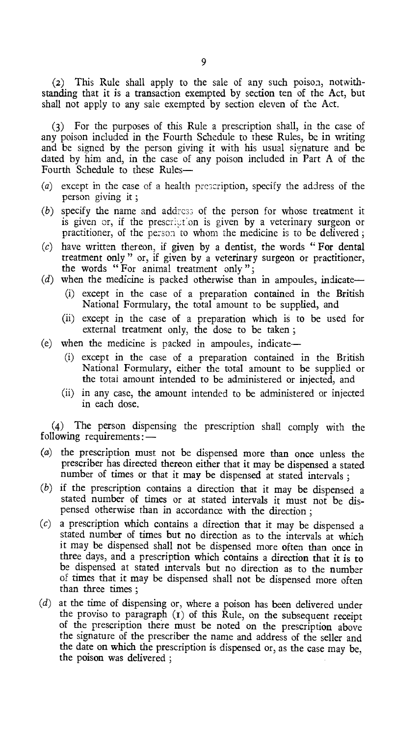(2) This Rule shall apply to the sale of any such poison, notwithstanding that it is a transaction exempted by section ten of the Act, but shall not apply to any sale exempted by section eleven of the Act.

(3) For the purposes of this Rule a prescription shall, in the case of any poison included in the Fourth Schedule to these Rules, be in writing and be signed by the person giving it with his usual signature and be dated by him and, in the case of any poison included in Part A of the Fourth Schedule to these Rules—

- (a) except in the case of a health prescription, specify the address of the person giving it;
- (b) specify the name and address of the person for whose treatment it is given or, if the prescription is given by a veterinary surgeon or practitioner, of the person to whom the medicine is to be delivered;
- (c) have written thereon, if given by a dentist, the words "For dental treatment only" or, if given by a veterinary surgeon or practitioner, the words "For animal treatment only";
- (d) when the medicine is packed otherwise than in ampoules, indicate—
  - (i) except in the case of a preparation contained in the British National Formulary, the total amount to be supplied, and
  - (ii) except in the case of a preparation which is to be used for external treatment only, the dose to be taken;
- (e) when the medicine is packed in ampoules, indicate—
  - (i) except in the case of a preparation contained in the British National Formulary, either the total amount to be supplied or the total amount intended to be administered or injected, and
  - (ii) in any case, the amount intended to be administered or injected in each dose.

(4) The person dispensing the prescription shall comply with the following requirements:—

- (a) the prescription must not be dispensed more than once unless the prescriber has directed thereon either that it may be dispensed a stated number of times or that it may be dispensed at stated intervals;
- (b) if the prescription contains a direction that it may be dispensed a stated number of times or at stated intervals it must not be dispensed otherwise than in accordance with the direction;
- (c) a prescription which contains a direction that it may be dispensed a stated number of times but no direction as to the intervals at which it may be dispensed shall not be dispensed more often than once in three days, and a prescription which contains a direction that it is to be dispensed at stated intervals but no direction as to the number of times that it may be dispensed shall not be dispensed more often than three times;
- (d) at the time of dispensing or, where a poison has been delivered under the proviso to paragraph (1) of this Rule, on the subsequent receipt of the prescription there must be noted on the prescription above the signature of the prescriber the name and address of the seller and the date on which the prescription is dispensed or, as the case may be, the poison was delivered;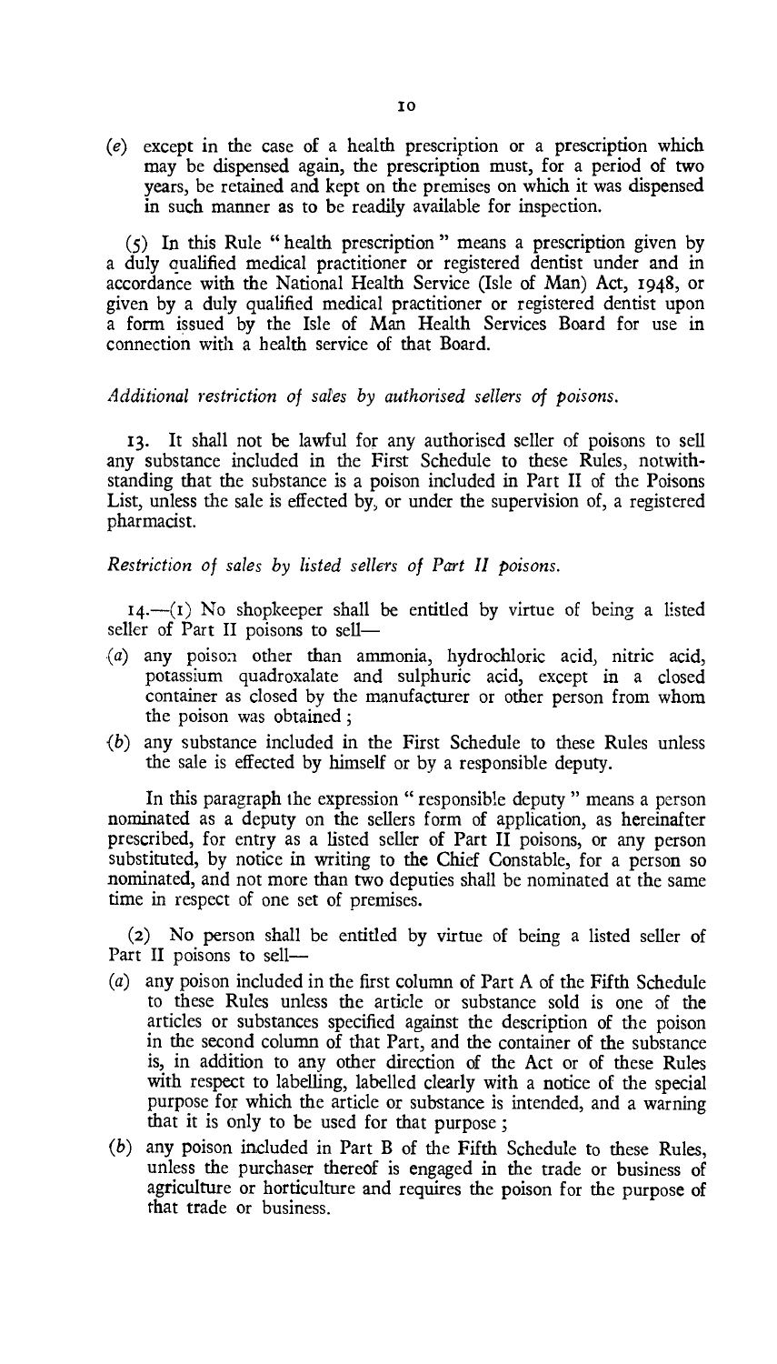(*e*) except in the case of a health prescription or a prescription which may be dispensed again, the prescription must, for a period of two years, be retained and kept on the premises on which it was dispensed in such manner as to be readily available for inspection.

(5) In this Rule "health prescription" means a prescription given by a duly qualified medical practitioner or registered dentist under and in accordance with the National Health Service (Isle of Man) Act, 1948, or given by a duly qualified medical practitioner or registered dentist upon a form issued by the Isle of Man Health Services Board for use in connection with a health service of that Board.

*Additional restriction of sales by authorised sellers of poisons.*

13. It shall not be lawful for any authorised seller of poisons to sell any substance included in the First Schedule to these Rules, notwithstanding that the substance is a poison included in Part II of the Poisons List, unless the sale is effected by, or under the supervision of, a registered pharmacist.

*Restriction of sales by listed sellers of Part II poisons.*

14.—(1) No shopkeeper shall be entitled by virtue of being a listed seller of Part II poisons to sell—

(*a*) any poison other than ammonia, hydrochloric acid, nitric acid, potassium quadroxalate and sulphuric acid, except in a closed container as closed by the manufacturer or other person from whom the poison was obtained;

(*b*) any substance included in the First Schedule to these Rules unless the sale is effected by himself or by a responsible deputy.

In this paragraph the expression "responsible deputy" means a person nominated as a deputy on the sellers form of application, as hereinafter prescribed, for entry as a listed seller of Part II poisons, or any person substituted, by notice in writing to the Chief Constable, for a person so nominated, and not more than two deputies shall be nominated at the same time in respect of one set of premises.

(2) No person shall be entitled by virtue of being a listed seller of Part II poisons to sell—

(*a*) any poison included in the first column of Part A of the Fifth Schedule to these Rules unless the article or substance sold is one of the articles or substances specified against the description of the poison in the second column of that Part, and the container of the substance is, in addition to any other direction of the Act or of these Rules with respect to labelling, labelled clearly with a notice of the special purpose for which the article or substance is intended, and a warning that it is only to be used for that purpose;

(*b*) any poison included in Part B of the Fifth Schedule to these Rules, unless the purchaser thereof is engaged in the trade or business of agriculture or horticulture and requires the poison for the purpose of that trade or business.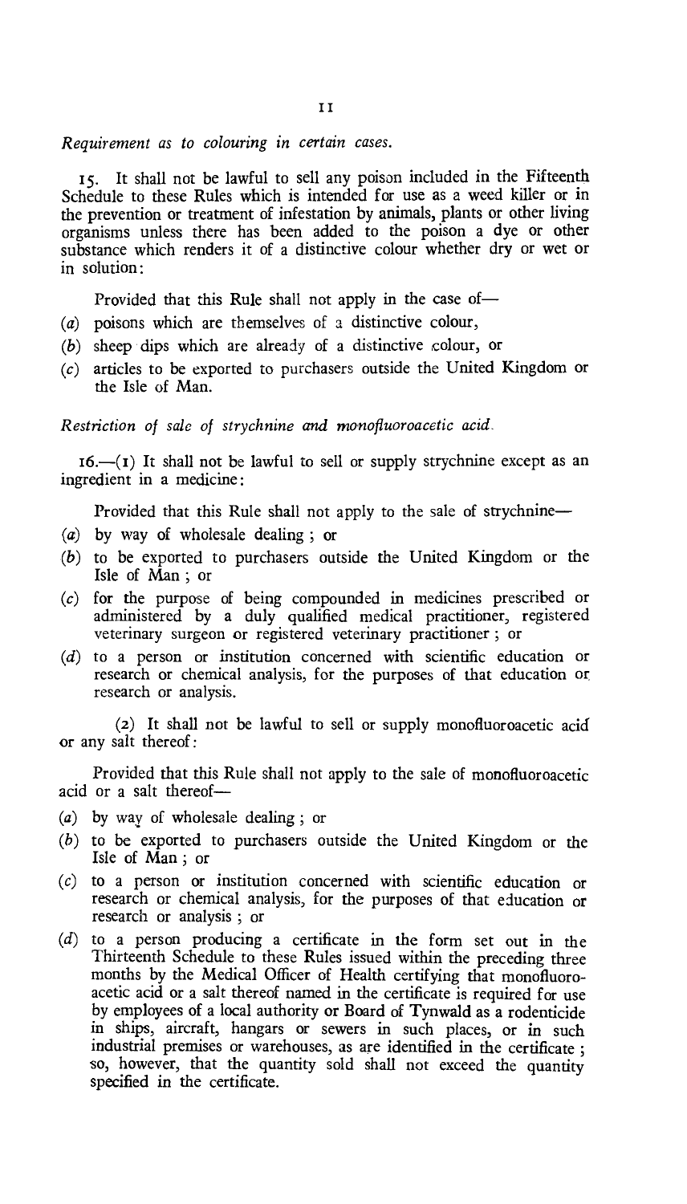*Requirement as to colouring in certain cases.*

15. It shall not be lawful to sell any poison included in the Fifteenth Schedule to these Rules which is intended for use as a weed killer or in the prevention or treatment of infestation by animals, plants or other living organisms unless there has been added to the poison a dye or other substance which renders it of a distinctive colour whether dry or wet or in solution:

Provided that this Rule shall not apply in the case of—

(*a*) poisons which are themselves of a distinctive colour,

(*b*) sheep dips which are already of a distinctive colour, or

(*c*) articles to be exported to purchasers outside the United Kingdom or the Isle of Man.

*Restriction of sale of strychnine and monofluoroacetic acid.*

16.—(1) It shall not be lawful to sell or supply strychnine except as an ingredient in a medicine:

Provided that this Rule shall not apply to the sale of strychnine—

(*a*) by way of wholesale dealing ; or

(*b*) to be exported to purchasers outside the United Kingdom or the Isle of Man ; or

(*c*) for the purpose of being compounded in medicines prescribed or administered by a duly qualified medical practitioner, registered veterinary surgeon or registered veterinary practitioner ; or

(*d*) to a person or institution concerned with scientific education or research or chemical analysis, for the purposes of that education or research or analysis.

(2) It shall not be lawful to sell or supply monofluoroacetic acid or any salt thereof:

Provided that this Rule shall not apply to the sale of monofluoroacetic acid or a salt thereof—

(*a*) by way of wholesale dealing ; or

(*b*) to be exported to purchasers outside the United Kingdom or the Isle of Man ; or

(*c*) to a person or institution concerned with scientific education or research or chemical analysis, for the purposes of that education or research or analysis ; or

(*d*) to a person producing a certificate in the form set out in the Thirteenth Schedule to these Rules issued within the preceding three months by the Medical Officer of Health certifying that monofluoroacetic acid or a salt thereof named in the certificate is required for use by employees of a local authority or Board of Tynwald as a rodenticide in ships, aircraft, hangars or sewers in such places, or in such industrial premises or warehouses, as are identified in the certificate ; so, however, that the quantity sold shall not exceed the quantity specified in the certificate.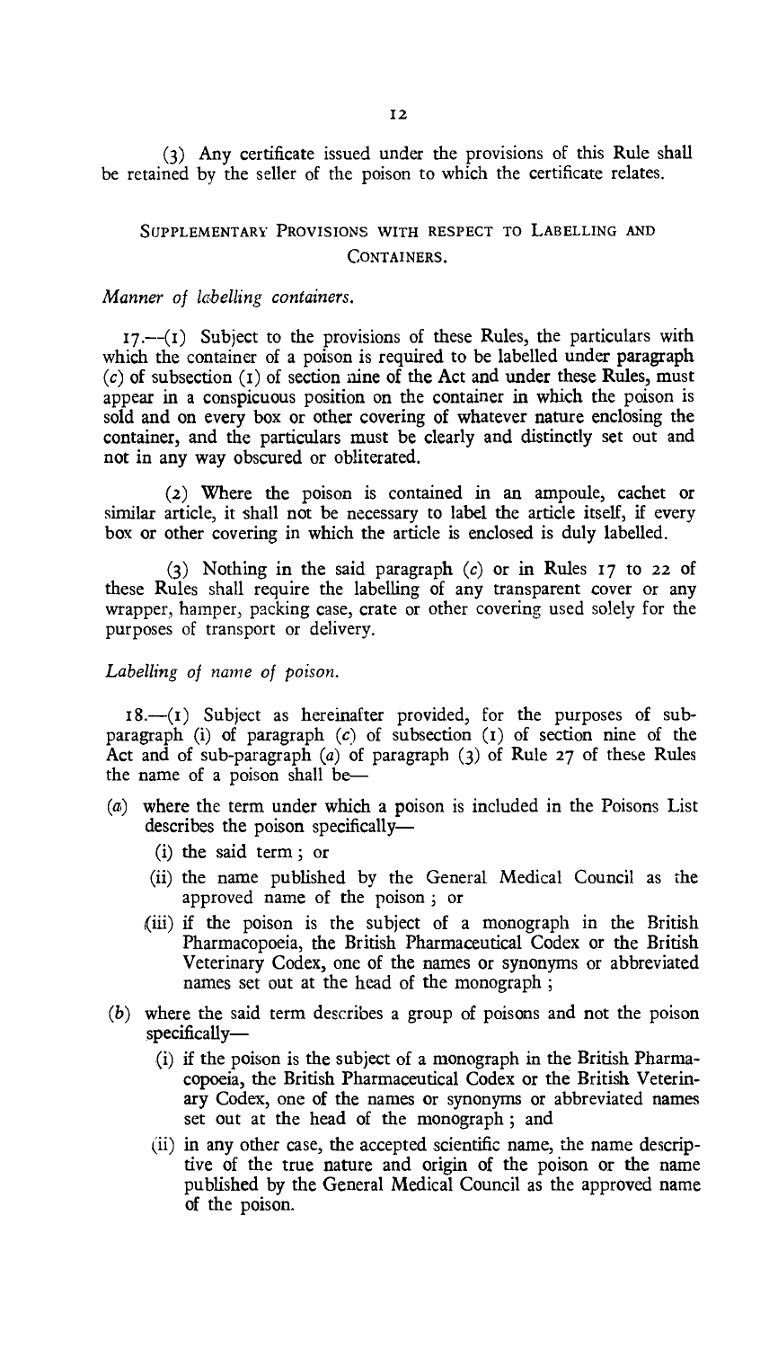(3) Any certificate issued under the provisions of this Rule shall be retained by the seller of the poison to which the certificate relates.

## SUPPLEMENTARY PROVISIONS WITH RESPECT TO LABELLING AND CONTAINERS.

*Manner of labelling containers.*

17.—(1) Subject to the provisions of these Rules, the particulars with which the container of a poison is required to be labelled under paragraph (*c*) of subsection (1) of section nine of the Act and under these Rules, must appear in a conspicuous position on the container in which the poison is sold and on every box or other covering of whatever nature enclosing the container, and the particulars must be clearly and distinctly set out and not in any way obscured or obliterated.

(2) Where the poison is contained in an ampoule, cachet or similar article, it shall not be necessary to label the article itself, if every box or other covering in which the article is enclosed is duly labelled.

(3) Nothing in the said paragraph (*c*) or in Rules 17 to 22 of these Rules shall require the labelling of any transparent cover or any wrapper, hamper, packing case, crate or other covering used solely for the purposes of transport or delivery.

*Labelling of name of poison.*

18.—(1) Subject as hereinafter provided, for the purposes of sub-paragraph (i) of paragraph (*c*) of subsection (1) of section nine of the Act and of sub-paragraph (*a*) of paragraph (3) of Rule 27 of these Rules the name of a poison shall be—

(*a*) where the term under which a poison is included in the Poisons List describes the poison specifically—

  (i) the said term; or

  (ii) the name published by the General Medical Council as the approved name of the poison; or

  (iii) if the poison is the subject of a monograph in the British Pharmacopoeia, the British Pharmaceutical Codex or the British Veterinary Codex, one of the names or synonyms or abbreviated names set out at the head of the monograph;

(*b*) where the said term describes a group of poisons and not the poison specifically—

  (i) if the poison is the subject of a monograph in the British Pharmacopoeia, the British Pharmaceutical Codex or the British Veterinary Codex, one of the names or synonyms or abbreviated names set out at the head of the monograph; and

  (ii) in any other case, the accepted scientific name, the name descriptive of the true nature and origin of the poison or the name published by the General Medical Council as the approved name of the poison.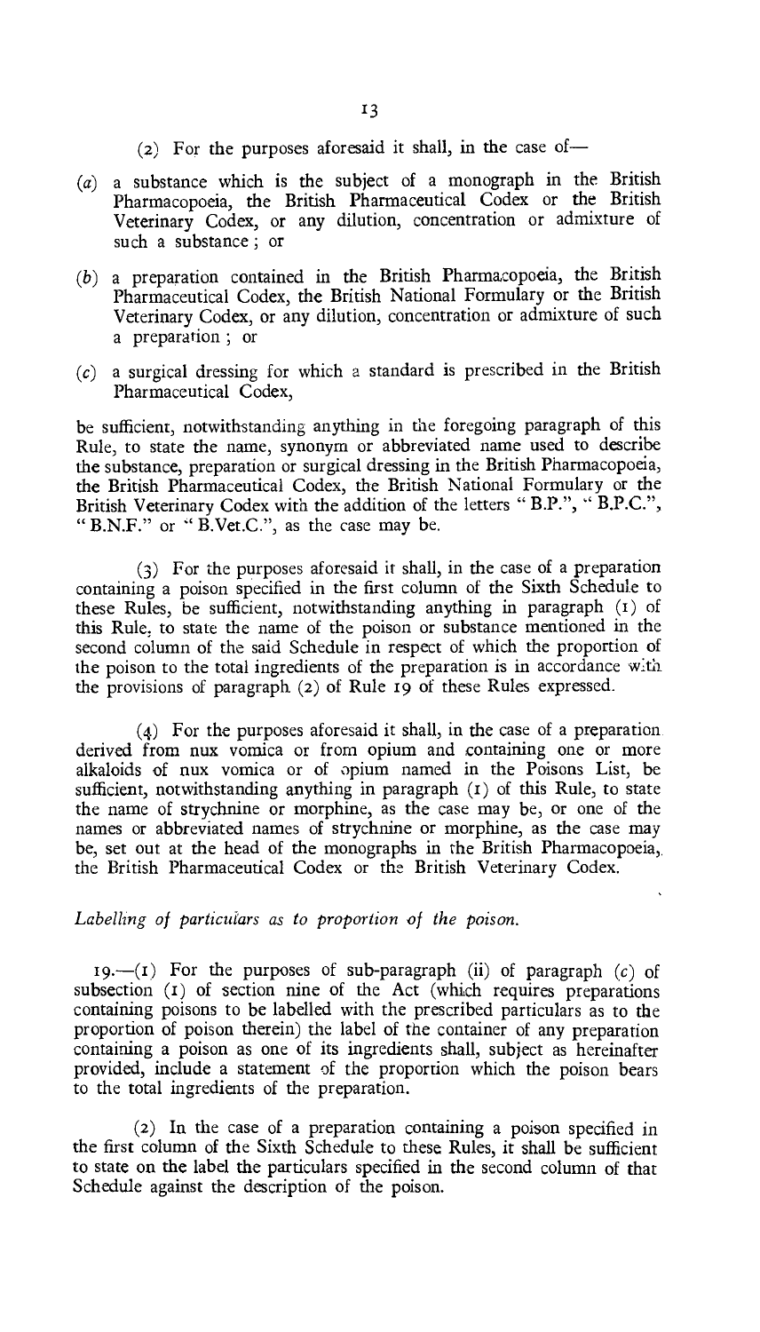(2) For the purposes aforesaid it shall, in the case of—

(a) a substance which is the subject of a monograph in the British Pharmacopoeia, the British Pharmaceutical Codex or the British Veterinary Codex, or any dilution, concentration or admixture of such a substance; or

(b) a preparation contained in the British Pharmacopoeia, the British Pharmaceutical Codex, the British National Formulary or the British Veterinary Codex, or any dilution, concentration or admixture of such a preparation; or

(c) a surgical dressing for which a standard is prescribed in the British Pharmaceutical Codex,

be sufficient, notwithstanding anything in the foregoing paragraph of this Rule, to state the name, synonym or abbreviated name used to describe the substance, preparation or surgical dressing in the British Pharmacopoeia, the British Pharmaceutical Codex, the British National Formulary or the British Veterinary Codex with the addition of the letters "B.P.", "B.P.C.", "B.N.F." or "B.Vet.C.", as the case may be.

(3) For the purposes aforesaid it shall, in the case of a preparation containing a poison specified in the first column of the Sixth Schedule to these Rules, be sufficient, notwithstanding anything in paragraph (1) of this Rule, to state the name of the poison or substance mentioned in the second column of the said Schedule in respect of which the proportion of the poison to the total ingredients of the preparation is in accordance with the provisions of paragraph (2) of Rule 19 of these Rules expressed.

(4) For the purposes aforesaid it shall, in the case of a preparation derived from nux vomica or from opium and containing one or more alkaloids of nux vomica or of opium named in the Poisons List, be sufficient, notwithstanding anything in paragraph (1) of this Rule, to state the name of strychnine or morphine, as the case may be, or one of the names or abbreviated names of strychnine or morphine, as the case may be, set out at the head of the monographs in the British Pharmacopoeia, the British Pharmaceutical Codex or the British Veterinary Codex.

*Labelling of particulars as to proportion of the poison.*

19.—(1) For the purposes of sub-paragraph (ii) of paragraph (c) of subsection (1) of section nine of the Act (which requires preparations containing poisons to be labelled with the prescribed particulars as to the proportion of poison therein) the label of the container of any preparation containing a poison as one of its ingredients shall, subject as hereinafter provided, include a statement of the proportion which the poison bears to the total ingredients of the preparation.

(2) In the case of a preparation containing a poison specified in the first column of the Sixth Schedule to these Rules, it shall be sufficient to state on the label the particulars specified in the second column of that Schedule against the description of the poison.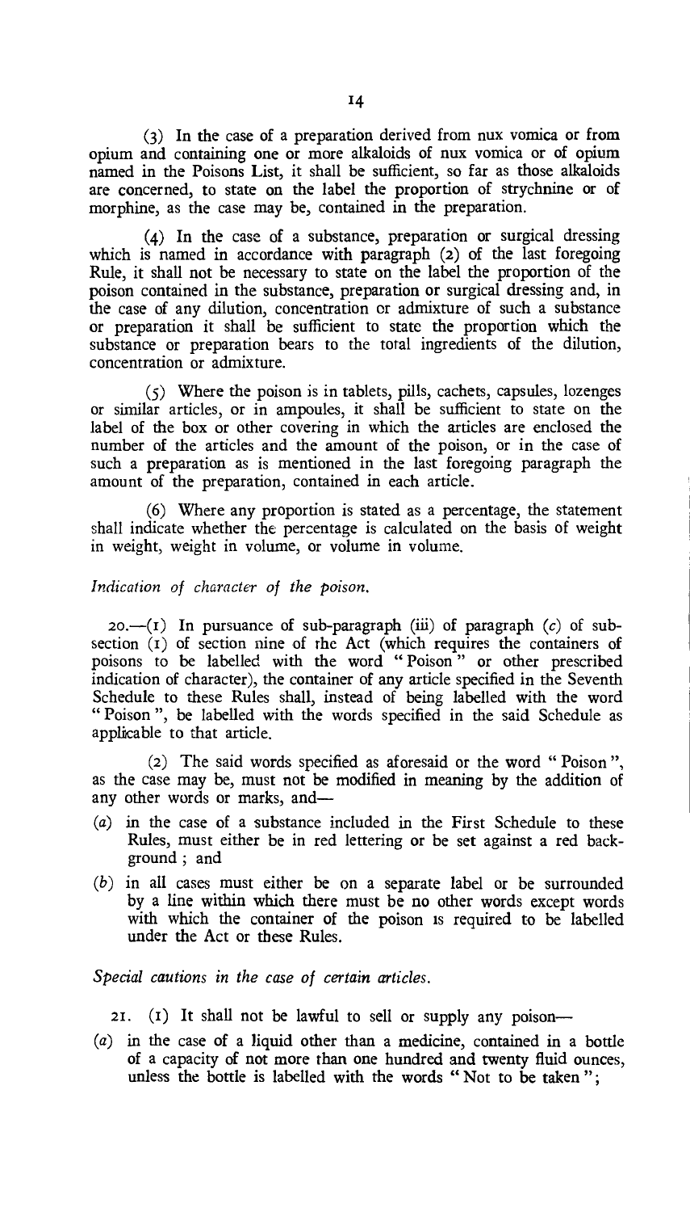(3) In the case of a preparation derived from nux vomica or from opium and containing one or more alkaloids of nux vomica or of opium named in the Poisons List, it shall be sufficient, so far as those alkaloids are concerned, to state on the label the proportion of strychnine or of morphine, as the case may be, contained in the preparation.

(4) In the case of a substance, preparation or surgical dressing which is named in accordance with paragraph (2) of the last foregoing Rule, it shall not be necessary to state on the label the proportion of the poison contained in the substance, preparation or surgical dressing and, in the case of any dilution, concentration or admixture of such a substance or preparation it shall be sufficient to state the proportion which the substance or preparation bears to the total ingredients of the dilution, concentration or admixture.

(5) Where the poison is in tablets, pills, cachets, capsules, lozenges or similar articles, or in ampoules, it shall be sufficient to state on the label of the box or other covering in which the articles are enclosed the number of the articles and the amount of the poison, or in the case of such a preparation as is mentioned in the last foregoing paragraph the amount of the preparation, contained in each article.

(6) Where any proportion is stated as a percentage, the statement shall indicate whether the percentage is calculated on the basis of weight in weight, weight in volume, or volume in volume.

*Indication of character of the poison.*

20.—(1) In pursuance of sub-paragraph (iii) of paragraph (*c*) of sub-section (1) of section nine of the Act (which requires the containers of poisons to be labelled with the word "Poison" or other prescribed indication of character), the container of any article specified in the Seventh Schedule to these Rules shall, instead of being labelled with the word "Poison", be labelled with the words specified in the said Schedule as applicable to that article.

(2) The said words specified as aforesaid or the word "Poison", as the case may be, must not be modified in meaning by the addition of any other words or marks, and—

(*a*) in the case of a substance included in the First Schedule to these Rules, must either be in red lettering or be set against a red background; and

(*b*) in all cases must either be on a separate label or be surrounded by a line within which there must be no other words except words with which the container of the poison is required to be labelled under the Act or these Rules.

*Special cautions in the case of certain articles.*

21. (1) It shall not be lawful to sell or supply any poison—

(*a*) in the case of a liquid other than a medicine, contained in a bottle of a capacity of not more than one hundred and twenty fluid ounces, unless the bottle is labelled with the words "Not to be taken";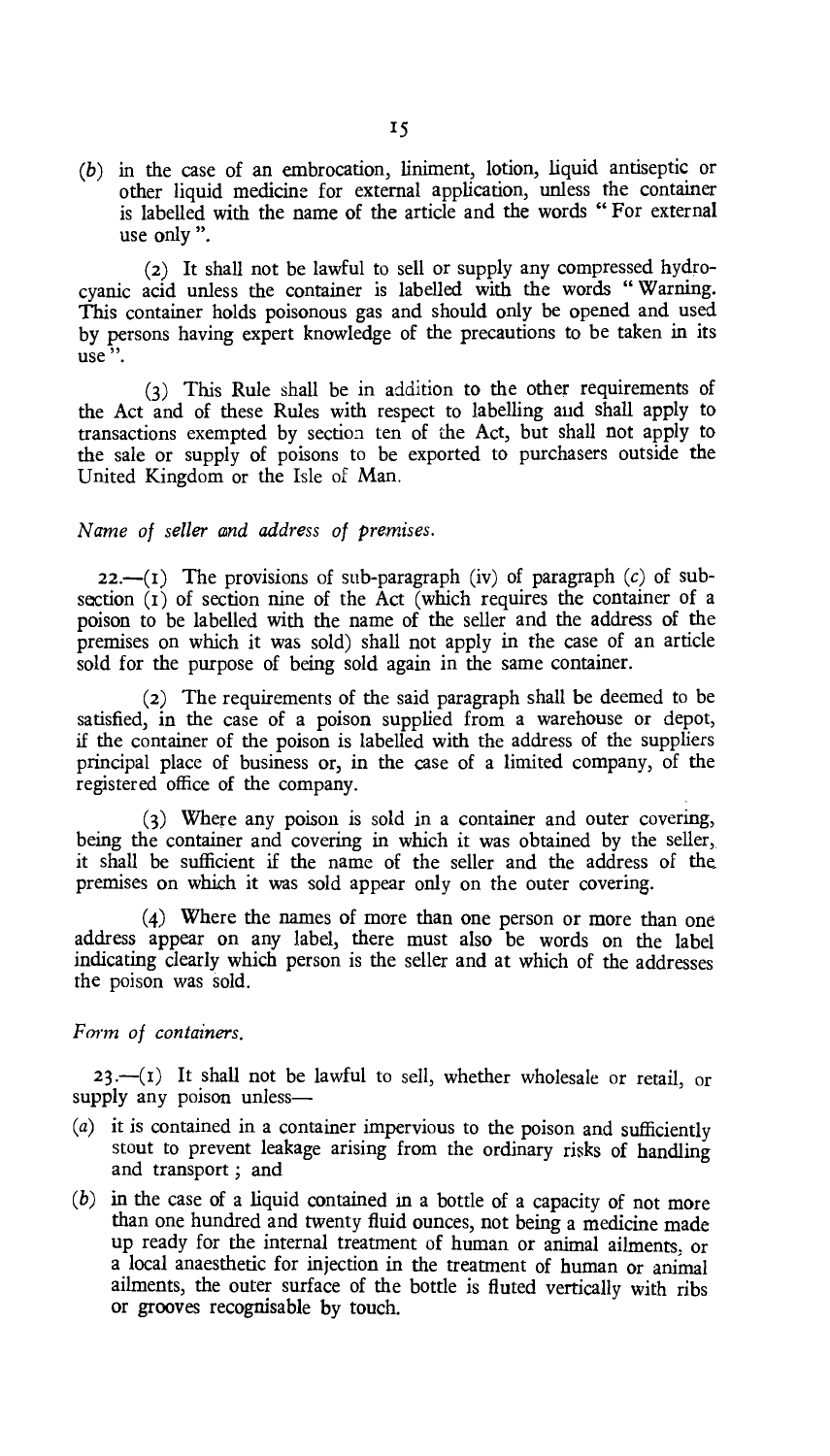(b) in the case of an embrocation, liniment, lotion, liquid antiseptic or other liquid medicine for external application, unless the container is labelled with the name of the article and the words " For external use only ".

(2) It shall not be lawful to sell or supply any compressed hydrocyanic acid unless the container is labelled with the words " Warning. This container holds poisonous gas and should only be opened and used by persons having expert knowledge of the precautions to be taken in its use ".

(3) This Rule shall be in addition to the other requirements of the Act and of these Rules with respect to labelling and shall apply to transactions exempted by section ten of the Act, but shall not apply to the sale or supply of poisons to be exported to purchasers outside the United Kingdom or the Isle of Man.

*Name of seller and address of premises.*

22.—(1) The provisions of sub-paragraph (iv) of paragraph (c) of subsection (1) of section nine of the Act (which requires the container of a poison to be labelled with the name of the seller and the address of the premises on which it was sold) shall not apply in the case of an article sold for the purpose of being sold again in the same container.

(2) The requirements of the said paragraph shall be deemed to be satisfied, in the case of a poison supplied from a warehouse or depot, if the container of the poison is labelled with the address of the suppliers principal place of business or, in the case of a limited company, of the registered office of the company.

(3) Where any poison is sold in a container and outer covering, being the container and covering in which it was obtained by the seller, it shall be sufficient if the name of the seller and the address of the premises on which it was sold appear only on the outer covering.

(4) Where the names of more than one person or more than one address appear on any label, there must also be words on the label indicating clearly which person is the seller and at which of the addresses the poison was sold.

*Form of containers.*

23.—(1) It shall not be lawful to sell, whether wholesale or retail, or supply any poison unless—

(a) it is contained in a container impervious to the poison and sufficiently stout to prevent leakage arising from the ordinary risks of handling and transport ; and

(b) in the case of a liquid contained in a bottle of a capacity of not more than one hundred and twenty fluid ounces, not being a medicine made up ready for the internal treatment of human or animal ailments, or a local anaesthetic for injection in the treatment of human or animal ailments, the outer surface of the bottle is fluted vertically with ribs or grooves recognisable by touch.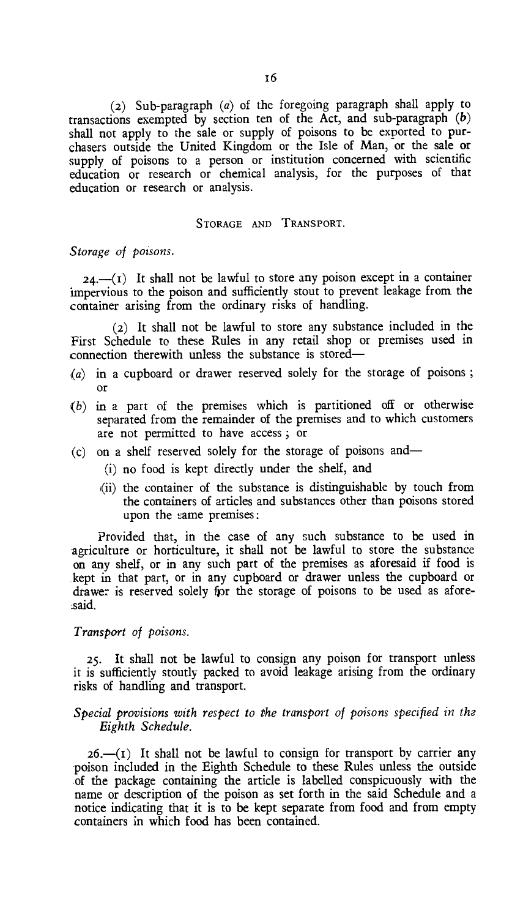(2) Sub-paragraph (*a*) of the foregoing paragraph shall apply to transactions exempted by section ten of the Act, and sub-paragraph (*b*) shall not apply to the sale or supply of poisons to be exported to purchasers outside the United Kingdom or the Isle of Man, or the sale or supply of poisons to a person or institution concerned with scientific education or research or chemical analysis, for the purposes of that education or research or analysis.

## STORAGE AND TRANSPORT.

### *Storage of poisons.*

24.—(1) It shall not be lawful to store any poison except in a container impervious to the poison and sufficiently stout to prevent leakage from the container arising from the ordinary risks of handling.

(2) It shall not be lawful to store any substance included in the First Schedule to these Rules in any retail shop or premises used in connection therewith unless the substance is stored—

(*a*) in a cupboard or drawer reserved solely for the storage of poisons; or

(*b*) in a part of the premises which is partitioned off or otherwise separated from the remainder of the premises and to which customers are not permitted to have access; or

(*c*) on a shelf reserved solely for the storage of poisons and—

 (i) no food is kept directly under the shelf, and

 (ii) the container of the substance is distinguishable by touch from the containers of articles and substances other than poisons stored upon the same premises:

Provided that, in the case of any such substance to be used in agriculture or horticulture, it shall not be lawful to store the substance on any shelf, or in any such part of the premises as aforesaid if food is kept in that part, or in any cupboard or drawer unless the cupboard or drawer is reserved solely for the storage of poisons to be used as aforesaid.

### *Transport of poisons.*

25. It shall not be lawful to consign any poison for transport unless it is sufficiently stoutly packed to avoid leakage arising from the ordinary risks of handling and transport.

### *Special provisions with respect to the transport of poisons specified in the Eighth Schedule.*

26.—(1) It shall not be lawful to consign for transport by carrier any poison included in the Eighth Schedule to these Rules unless the outside of the package containing the article is labelled conspicuously with the name or description of the poison as set forth in the said Schedule and a notice indicating that it is to be kept separate from food and from empty containers in which food has been contained.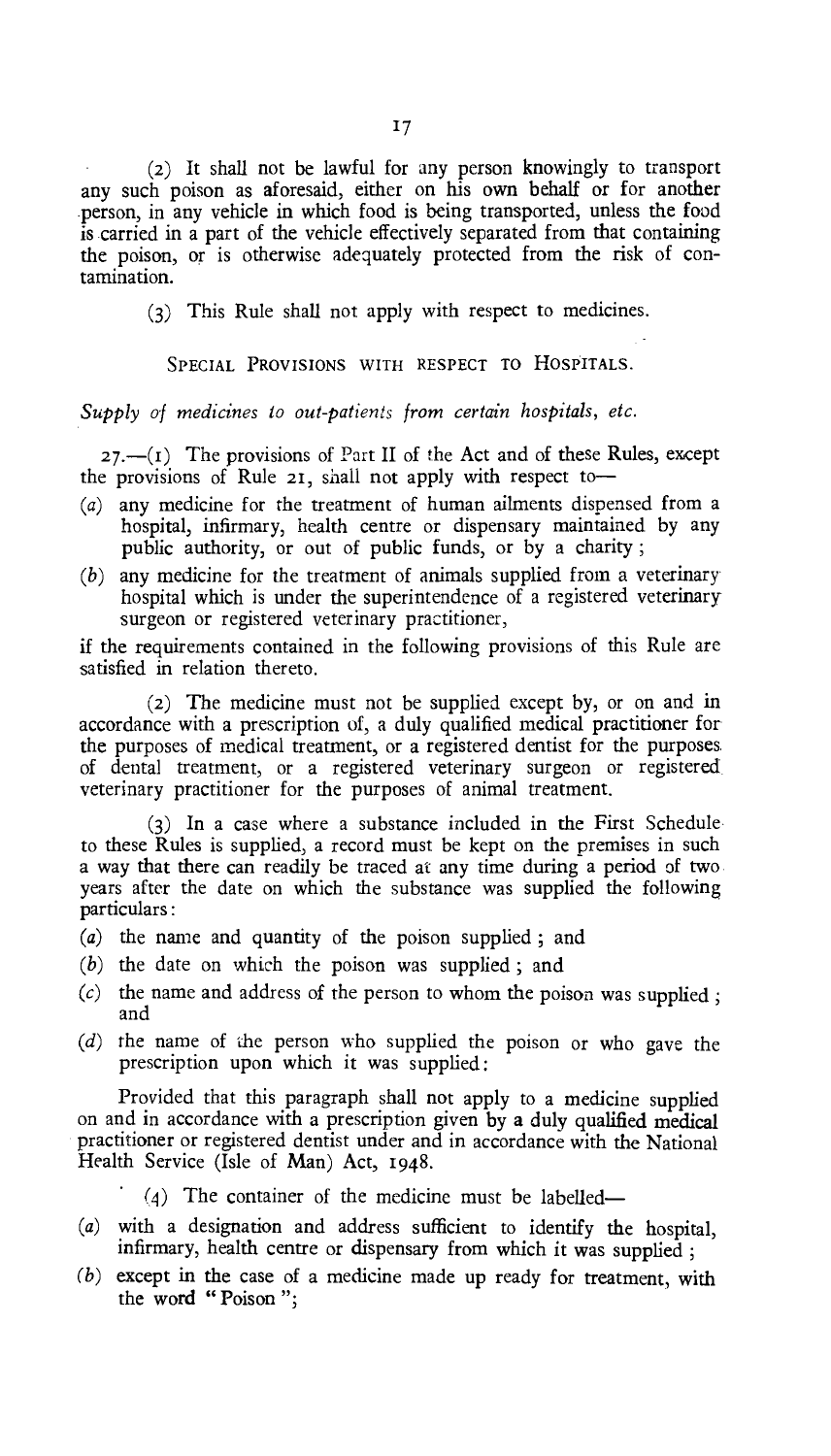(2) It shall not be lawful for any person knowingly to transport any such poison as aforesaid, either on his own behalf or for another person, in any vehicle in which food is being transported, unless the food is carried in a part of the vehicle effectively separated from that containing the poison, or is otherwise adequately protected from the risk of contamination.

(3) This Rule shall not apply with respect to medicines.

## SPECIAL PROVISIONS WITH RESPECT TO HOSPITALS.

*Supply of medicines to out-patients from certain hospitals, etc.*

27.—(1) The provisions of Part II of the Act and of these Rules, except the provisions of Rule 21, shall not apply with respect to—

(*a*) any medicine for the treatment of human ailments dispensed from a hospital, infirmary, health centre or dispensary maintained by any public authority, or out of public funds, or by a charity;

(*b*) any medicine for the treatment of animals supplied from a veterinary hospital which is under the superintendence of a registered veterinary surgeon or registered veterinary practitioner,

if the requirements contained in the following provisions of this Rule are satisfied in relation thereto.

(2) The medicine must not be supplied except by, or on and in accordance with a prescription of, a duly qualified medical practitioner for the purposes of medical treatment, or a registered dentist for the purposes of dental treatment, or a registered veterinary surgeon or registered veterinary practitioner for the purposes of animal treatment.

(3) In a case where a substance included in the First Schedule to these Rules is supplied, a record must be kept on the premises in such a way that there can readily be traced at any time during a period of two years after the date on which the substance was supplied the following particulars:

(*a*) the name and quantity of the poison supplied; and

(*b*) the date on which the poison was supplied; and

(*c*) the name and address of the person to whom the poison was supplied; and

(*d*) the name of the person who supplied the poison or who gave the prescription upon which it was supplied:

Provided that this paragraph shall not apply to a medicine supplied on and in accordance with a prescription given by a duly qualified medical practitioner or registered dentist under and in accordance with the National Health Service (Isle of Man) Act, 1948.

(4) The container of the medicine must be labelled—

(*a*) with a designation and address sufficient to identify the hospital, infirmary, health centre or dispensary from which it was supplied;

(*b*) except in the case of a medicine made up ready for treatment, with the word "Poison";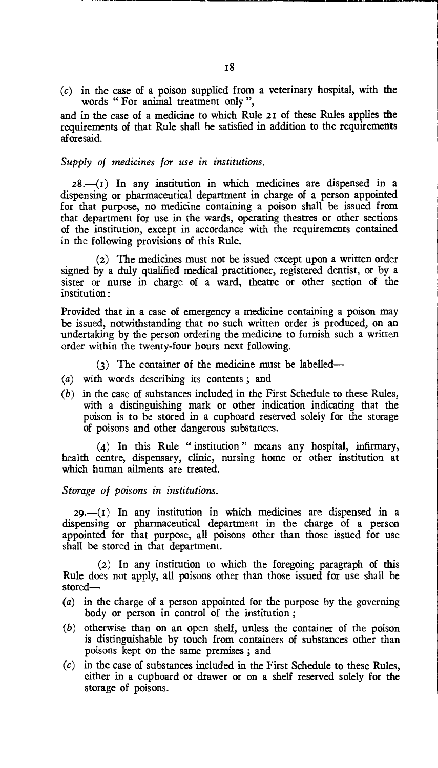(c) in the case of a poison supplied from a veterinary hospital, with the words " For animal treatment only ",

and in the case of a medicine to which Rule 21 of these Rules applies the requirements of that Rule shall be satisfied in addition to the requirements aforesaid.

*Supply of medicines for use in institutions.*

28.—(1) In any institution in which medicines are dispensed in a dispensing or pharmaceutical department in charge of a person appointed for that purpose, no medicine containing a poison shall be issued from that department for use in the wards, operating theatres or other sections of the institution, except in accordance with the requirements contained in the following provisions of this Rule.

(2) The medicines must not be issued except upon a written order signed by a duly qualified medical practitioner, registered dentist, or by a sister or nurse in charge of a ward, theatre or other section of the institution:

Provided that in a case of emergency a medicine containing a poison may be issued, notwithstanding that no such written order is produced, on an undertaking by the person ordering the medicine to furnish such a written order within the twenty-four hours next following.

(3) The container of the medicine must be labelled—

(a) with words describing its contents ; and

(b) in the case of substances included in the First Schedule to these Rules, with a distinguishing mark or other indication indicating that the poison is to be stored in a cupboard reserved solely for the storage of poisons and other dangerous substances.

(4) In this Rule " institution " means any hospital, infirmary, health centre, dispensary, clinic, nursing home or other institution at which human ailments are treated.

*Storage of poisons in institutions.*

29.—(1) In any institution in which medicines are dispensed in a dispensing or pharmaceutical department in the charge of a person appointed for that purpose, all poisons other than those issued for use shall be stored in that department.

(2) In any institution to which the foregoing paragraph of this Rule does not apply, all poisons other than those issued for use shall be stored—

(a) in the charge of a person appointed for the purpose by the governing body or person in control of the institution ;

(b) otherwise than on an open shelf, unless the container of the poison is distinguishable by touch from containers of substances other than poisons kept on the same premises ; and

(c) in the case of substances included in the First Schedule to these Rules, either in a cupboard or drawer or on a shelf reserved solely for the storage of poisons.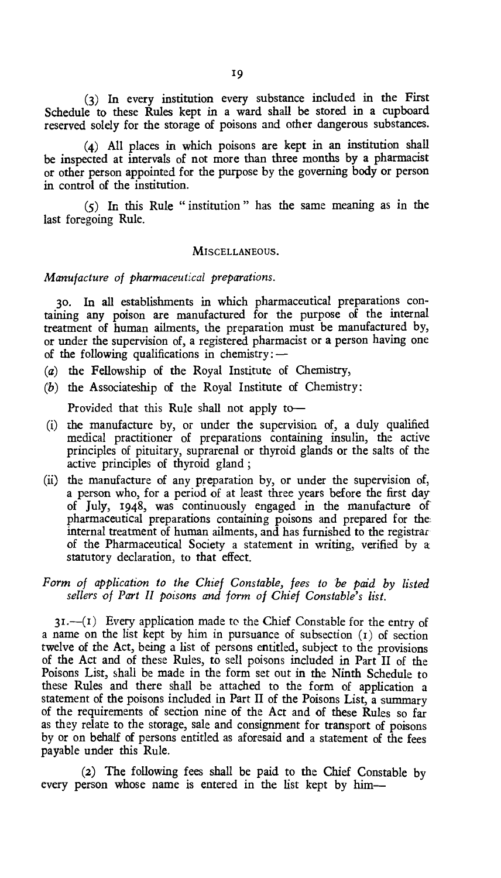(3) In every institution every substance included in the First Schedule to these Rules kept in a ward shall be stored in a cupboard reserved solely for the storage of poisons and other dangerous substances.

(4) All places in which poisons are kept in an institution shall be inspected at intervals of not more than three months by a pharmacist or other person appointed for the purpose by the governing body or person in control of the institution.

(5) In this Rule "institution" has the same meaning as in the last foregoing Rule.

## MISCELLANEOUS.

*Manufacture of pharmaceutical preparations.*

30. In all establishments in which pharmaceutical preparations containing any poison are manufactured for the purpose of the internal treatment of human ailments, the preparation must be manufactured by, or under the supervision of, a registered pharmacist or a person having one of the following qualifications in chemistry:—

(*a*) the Fellowship of the Royal Institute of Chemistry,

(*b*) the Associateship of the Royal Institute of Chemistry:

Provided that this Rule shall not apply to—

(i) the manufacture by, or under the supervision of, a duly qualified medical practitioner of preparations containing insulin, the active principles of pituitary, suprarenal or thyroid glands or the salts of the active principles of thyroid gland;

(ii) the manufacture of any preparation by, or under the supervision of, a person who, for a period of at least three years before the first day of July, 1948, was continuously engaged in the manufacture of pharmaceutical preparations containing poisons and prepared for the internal treatment of human ailments, and has furnished to the registrar of the Pharmaceutical Society a statement in writing, verified by a statutory declaration, to that effect.

*Form of application to the Chief Constable, fees to be paid by listed sellers of Part II poisons and form of Chief Constable's list.*

31.—(1) Every application made to the Chief Constable for the entry of a name on the list kept by him in pursuance of subsection (1) of section twelve of the Act, being a list of persons entitled, subject to the provisions of the Act and of these Rules, to sell poisons included in Part II of the Poisons List, shall be made in the form set out in the Ninth Schedule to these Rules and there shall be attached to the form of application a statement of the poisons included in Part II of the Poisons List, a summary of the requirements of section nine of the Act and of these Rules so far as they relate to the storage, sale and consignment for transport of poisons by or on behalf of persons entitled as aforesaid and a statement of the fees payable under this Rule.

(2) The following fees shall be paid to the Chief Constable by every person whose name is entered in the list kept by him—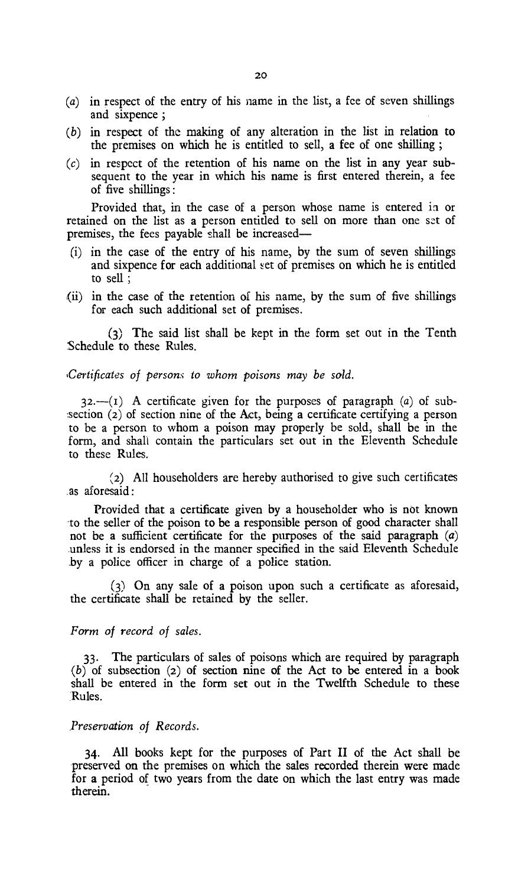(*a*) in respect of the entry of his name in the list, a fee of seven shillings and sixpence ;

(*b*) in respect of the making of any alteration in the list in relation to the premises on which he is entitled to sell, a fee of one shilling ;

(*c*) in respect of the retention of his name on the list in any year subsequent to the year in which his name is first entered therein, a fee of five shillings :

Provided that, in the case of a person whose name is entered in or retained on the list as a person entitled to sell on more than one set of premises, the fees payable shall be increased—

(i) in the case of the entry of his name, by the sum of seven shillings and sixpence for each additional set of premises on which he is entitled to sell ;

(ii) in the case of the retention of his name, by the sum of five shillings for each such additional set of premises.

(3) The said list shall be kept in the form set out in the Tenth Schedule to these Rules.

*Certificates of persons to whom poisons may be sold.*

32.—(1) A certificate given for the purposes of paragraph (*a*) of subsection (2) of section nine of the Act, being a certificate certifying a person to be a person to whom a poison may properly be sold, shall be in the form, and shall contain the particulars set out in the Eleventh Schedule to these Rules.

(2) All householders are hereby authorised to give such certificates as aforesaid :

Provided that a certificate given by a householder who is not known to the seller of the poison to be a responsible person of good character shall not be a sufficient certificate for the purposes of the said paragraph (*a*) unless it is endorsed in the manner specified in the said Eleventh Schedule by a police officer in charge of a police station.

(3) On any sale of a poison upon such a certificate as aforesaid, the certificate shall be retained by the seller.

*Form of record of sales.*

33. The particulars of sales of poisons which are required by paragraph (*b*) of subsection (2) of section nine of the Act to be entered in a book shall be entered in the form set out in the Twelfth Schedule to these Rules.

*Preservation of Records.*

34. All books kept for the purposes of Part II of the Act shall be preserved on the premises on which the sales recorded therein were made for a period of two years from the date on which the last entry was made therein.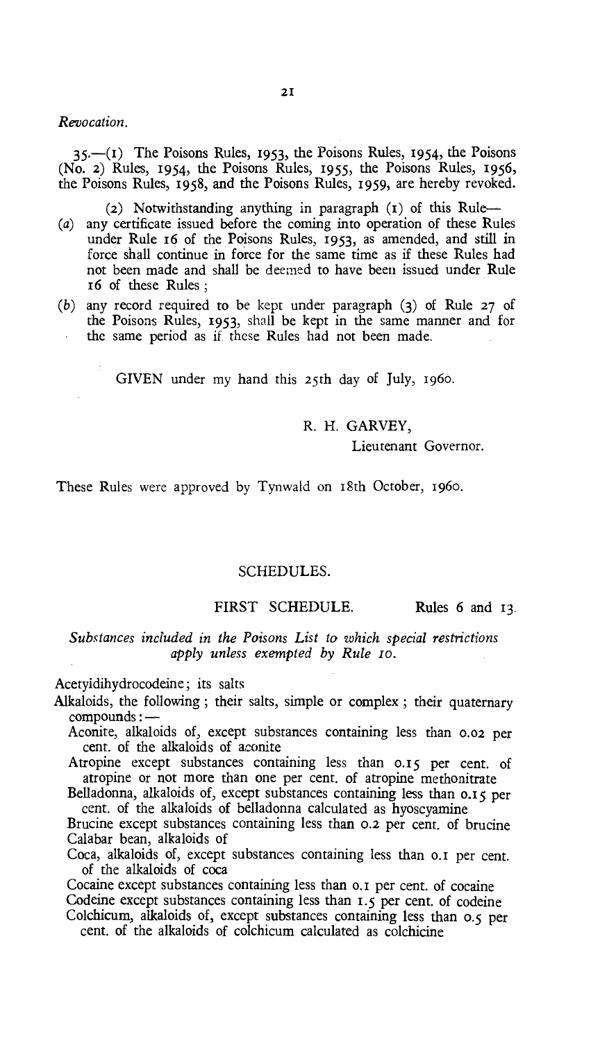*Revocation.*

35.—(1) The Poisons Rules, 1953, the Poisons Rules, 1954, the Poisons (No. 2) Rules, 1954, the Poisons Rules, 1955, the Poisons Rules, 1956, the Poisons Rules, 1958, and the Poisons Rules, 1959, are hereby revoked.

(2) Notwithstanding anything in paragraph (1) of this Rule—

(a) any certificate issued before the coming into operation of these Rules under Rule 16 of the Poisons Rules, 1953, as amended, and still in force shall continue in force for the same time as if these Rules had not been made and shall be deemed to have been issued under Rule 16 of these Rules;

(b) any record required to be kept under paragraph (3) of Rule 27 of the Poisons Rules, 1953, shall be kept in the same manner and for the same period as if these Rules had not been made.

GIVEN under my hand this 25th day of July, 1960.

R. H. GARVEY,
Lieutenant Governor.

These Rules were approved by Tynwald on 18th October, 1960.

## SCHEDULES.

### FIRST SCHEDULE. Rules 6 and 13.

*Substances included in the Poisons List to which special restrictions apply unless exempted by Rule 10.*

Acetyldihydrocodeine; its salts

Alkaloids, the following; their salts, simple or complex; their quaternary compounds:—

- Aconite, alkaloids of, except substances containing less than 0.02 per cent. of the alkaloids of aconite
- Atropine except substances containing less than 0.15 per cent. of atropine or not more than one per cent. of atropine methonitrate
- Belladonna, alkaloids of, except substances containing less than 0.15 per cent. of the alkaloids of belladonna calculated as hyoscyamine
- Brucine except substances containing less than 0.2 per cent. of brucine
- Calabar bean, alkaloids of
- Coca, alkaloids of, except substances containing less than 0.1 per cent. of the alkaloids of coca
- Cocaine except substances containing less than 0.1 per cent. of cocaine
- Codeine except substances containing less than 1.5 per cent. of codeine
- Colchicum, alkaloids of, except substances containing less than 0.5 per cent. of the alkaloids of colchicum calculated as colchicine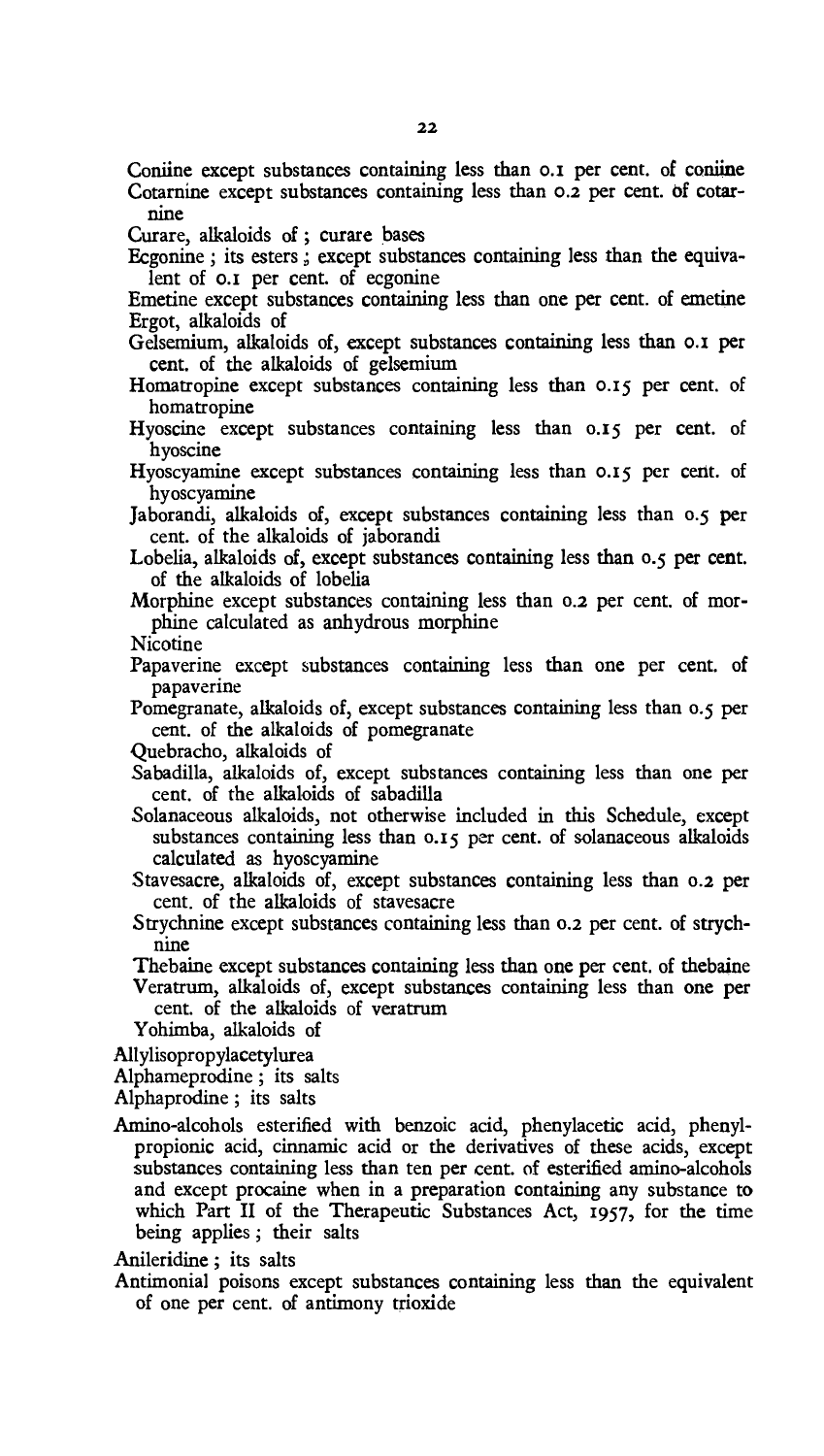Coniine except substances containing less than 0.1 per cent. of coniine
Cotarnine except substances containing less than 0.2 per cent. of cotarnine
Curare, alkaloids of ; curare bases
Ecgonine ; its esters ; except substances containing less than the equivalent of 0.1 per cent. of ecgonine
Emetine except substances containing less than one per cent. of emetine
Ergot, alkaloids of
Gelsemium, alkaloids of, except substances containing less than 0.1 per cent. of the alkaloids of gelsemium
Homatropine except substances containing less than 0.15 per cent. of homatropine
Hyoscine except substances containing less than 0.15 per cent. of hyoscine
Hyoscyamine except substances containing less than 0.15 per cent. of hyoscyamine
Jaborandi, alkaloids of, except substances containing less than 0.5 per cent. of the alkaloids of jaborandi
Lobelia, alkaloids of, except substances containing less than 0.5 per cent. of the alkaloids of lobelia
Morphine except substances containing less than 0.2 per cent. of morphine calculated as anhydrous morphine
Nicotine
Papaverine except substances containing less than one per cent. of papaverine
Pomegranate, alkaloids of, except substances containing less than 0.5 per cent. of the alkaloids of pomegranate
Quebracho, alkaloids of
Sabadilla, alkaloids of, except substances containing less than one per cent. of the alkaloids of sabadilla
Solanaceous alkaloids, not otherwise included in this Schedule, except substances containing less than 0.15 per cent. of solanaceous alkaloids calculated as hyoscyamine
Stavesacre, alkaloids of, except substances containing less than 0.2 per cent. of the alkaloids of stavesacre
Strychnine except substances containing less than 0.2 per cent. of strychnine
Thebaine except substances containing less than one per cent. of thebaine
Veratrum, alkaloids of, except substances containing less than one per cent. of the alkaloids of veratrum
Yohimba, alkaloids of

Allylisopropylacetylurea
Alphameprodine ; its salts
Alphaprodine ; its salts
Amino-alcohols esterified with benzoic acid, phenylacetic acid, phenylpropionic acid, cinnamic acid or the derivatives of these acids, except substances containing less than ten per cent. of esterified amino-alcohols and except procaine when in a preparation containing any substance to which Part II of the Therapeutic Substances Act, 1957, for the time being applies ; their salts
Anileridine ; its salts
Antimonial poisons except substances containing less than the equivalent of one per cent. of antimony trioxide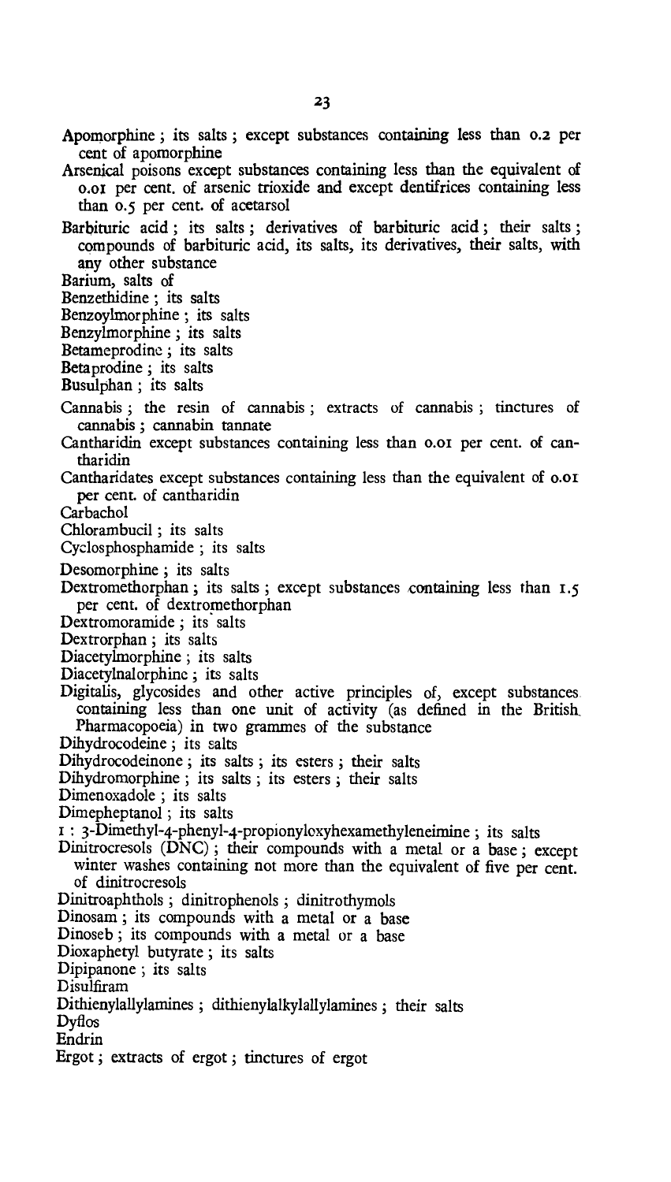Apomorphine ; its salts ; except substances containing less than 0.2 per cent of apomorphine

Arsenical poisons except substances containing less than the equivalent of 0.01 per cent. of arsenic trioxide and except dentifrices containing less than 0.5 per cent. of acetarsol

Barbituric acid ; its salts ; derivatives of barbituric acid ; their salts ; compounds of barbituric acid, its salts, its derivatives, their salts, with any other substance

Barium, salts of

Benzethidine ; its salts

Benzoylmorphine ; its salts

Benzylmorphine ; its salts

Betameprodine ; its salts

Betaprodine ; its salts

Busulphan ; its salts

Cannabis ; the resin of cannabis ; extracts of cannabis ; tinctures of cannabis ; cannabin tannate

Cantharidin except substances containing less than 0.01 per cent. of cantharidin

Cantharidates except substances containing less than the equivalent of 0.01 per cent. of cantharidin

Carbachol

Chlorambucil ; its salts

Cyclosphosphamide ; its salts

Desomorphine ; its salts

Dextromethorphan ; its salts ; except substances containing less than 1.5 per cent. of dextromethorphan

Dextromoramide ; its salts

Dextrorphan ; its salts

Diacetylmorphine ; its salts

Diacetylnalorphine ; its salts

Digitalis, glycosides and other active principles of, except substances containing less than one unit of activity (as defined in the British Pharmacopoeia) in two grammes of the substance

Dihydrocodeine ; its salts

Dihydrocodeinone ; its salts ; its esters ; their salts

Dihydromorphine ; its salts ; its esters ; their salts

Dimenoxadole ; its salts

Dimepheptanol ; its salts

1 : 3-Dimethyl-4-phenyl-4-propionyloxyhexamethyleneimine ; its salts

Dinitrocresols (DNC) ; their compounds with a metal or a base ; except winter washes containing not more than the equivalent of five per cent. of dinitrocresols

Dinitroaphthols ; dinitrophenols ; dinitrothymols

Dinosam ; its compounds with a metal or a base

Dinoseb ; its compounds with a metal or a base

Dioxaphetyl butyrate ; its salts

Dipipanone ; its salts

Disulfiram

Dithienylallylamines ; dithienylalkylallylamines ; their salts

Dyflos

Endrin

Ergot ; extracts of ergot ; tinctures of ergot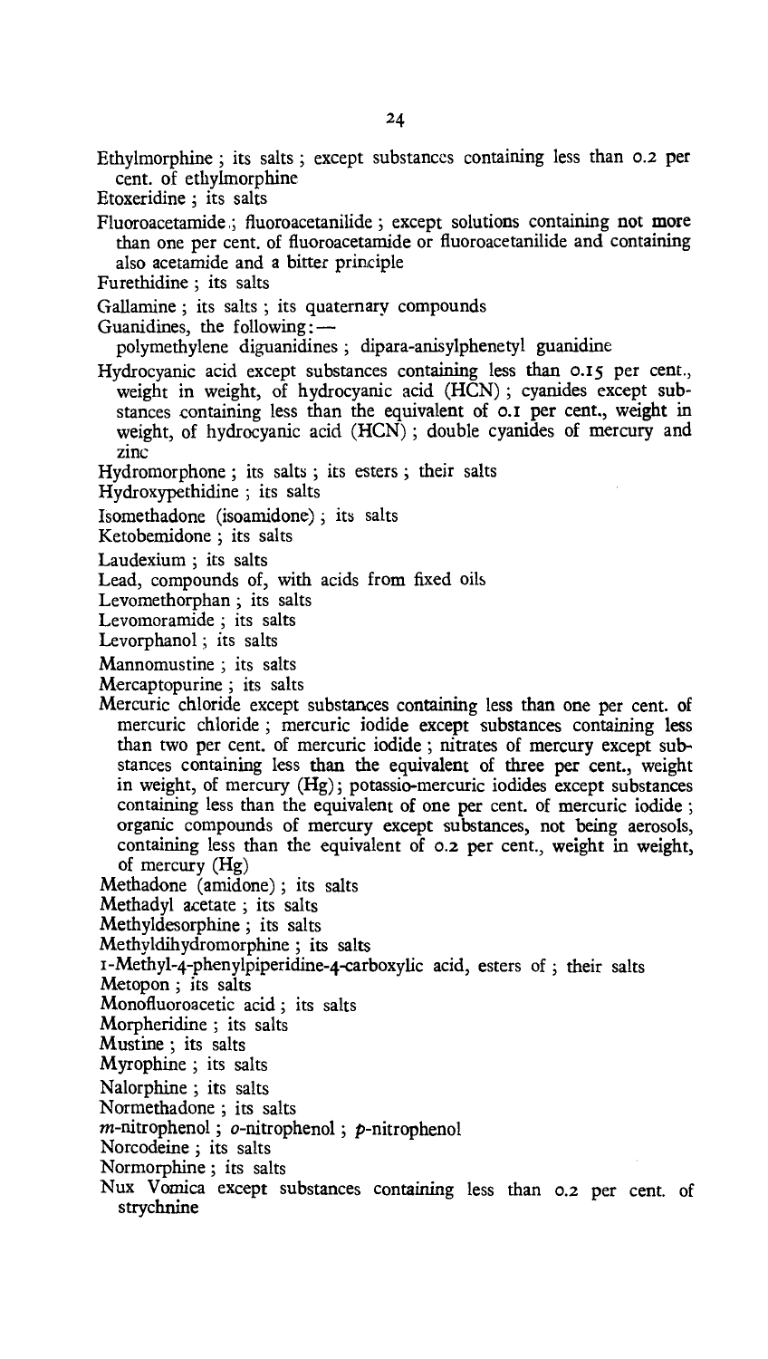Ethylmorphine ; its salts ; except substances containing less than 0.2 per cent. of ethylmorphine

Etoxeridine ; its salts

Fluoroacetamide ; fluoroacetanilide ; except solutions containing not more than one per cent. of fluoroacetamide or fluoroacetanilide and containing also acetamide and a bitter principle

Furethidine ; its salts

Gallamine ; its salts ; its quaternary compounds

Guanidines, the following:—
polymethylene diguanidines ; dipara-anisylphenetyl guanidine

Hydrocyanic acid except substances containing less than 0.15 per cent., weight in weight, of hydrocyanic acid (HCN) ; cyanides except substances containing less than the equivalent of 0.1 per cent., weight in weight, of hydrocyanic acid (HCN) ; double cyanides of mercury and zinc

Hydromorphone ; its salts ; its esters ; their salts

Hydroxypethidine ; its salts

Isomethadone (isoamidone) ; its salts

Ketobemidone ; its salts

Laudexium ; its salts

Lead, compounds of, with acids from fixed oils

Levomethorphan ; its salts

Levomoramide ; its salts

Levorphanol ; its salts

Mannomustine ; its salts

Mercaptopurine ; its salts

Mercuric chloride except substances containing less than one per cent. of mercuric chloride ; mercuric iodide except substances containing less than two per cent. of mercuric iodide ; nitrates of mercury except substances containing less than the equivalent of three per cent., weight in weight, of mercury (Hg) ; potassio-mercuric iodides except substances containing less than the equivalent of one per cent. of mercuric iodide ; organic compounds of mercury except substances, not being aerosols, containing less than the equivalent of 0.2 per cent., weight in weight, of mercury (Hg)

Methadone (amidone) ; its salts

Methadyl acetate ; its salts

Methyldesorphine ; its salts

Methyldihydromorphine ; its salts

1-Methyl-4-phenylpiperidine-4-carboxylic acid, esters of ; their salts

Metopon ; its salts

Monofluoroacetic acid ; its salts

Morpheridine ; its salts

Mustine ; its salts

Myrophine ; its salts

Nalorphine ; its salts

Normethadone ; its salts

*m*-nitrophenol ; *o*-nitrophenol ; *p*-nitrophenol

Norcodeine ; its salts

Normorphine ; its salts

Nux Vomica except substances containing less than 0.2 per cent. of strychnine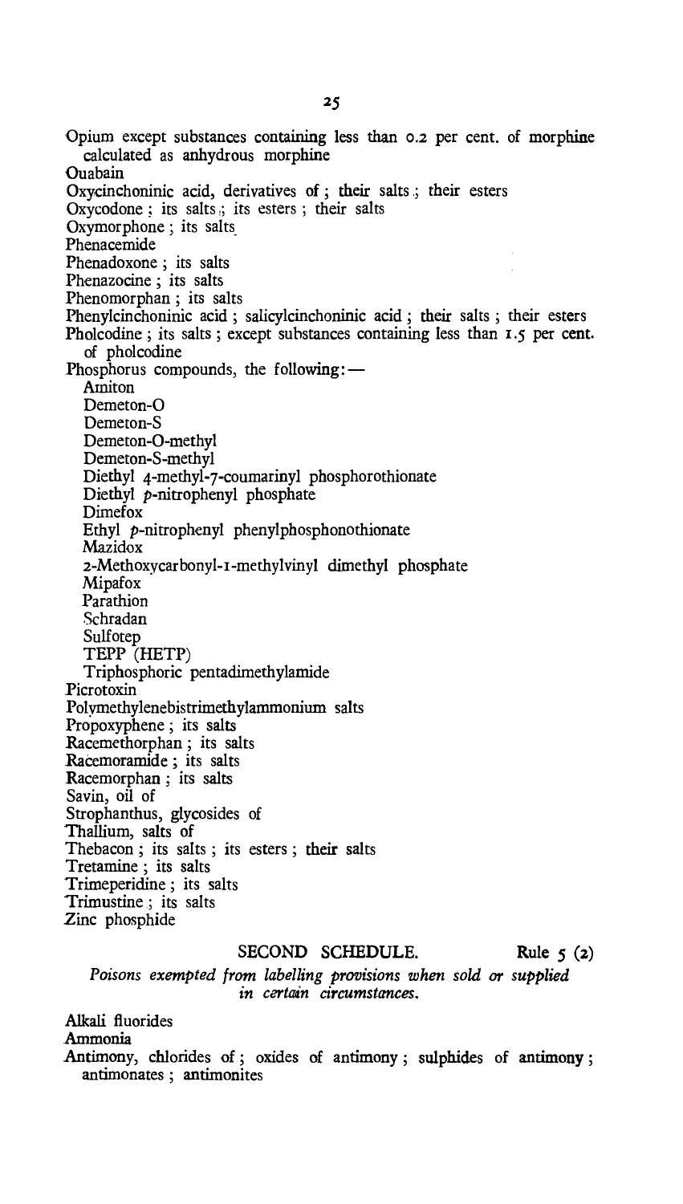Opium except substances containing less than 0.2 per cent. of morphine calculated as anhydrous morphine

Ouabain

Oxycinchoninic acid, derivatives of ; their salts ; their esters

Oxycodone ; its salts ; its esters ; their salts

Oxymorphone ; its salts

Phenacemide

Phenadoxone ; its salts

Phenazocine ; its salts

Phenomorphan ; its salts

Phenylcinchoninic acid ; salicylcinchoninic acid ; their salts ; their esters

Pholcodine ; its salts ; except substances containing less than 1.5 per cent. of pholcodine

Phosphorus compounds, the following:—

- Amiton
- Demeton-O
- Demeton-S
- Demeton-O-methyl
- Demeton-S-methyl
- Diethyl 4-methyl-7-coumarinyl phosphorothionate
- Diethyl *p*-nitrophenyl phosphate
- Dimefox
- Ethyl *p*-nitrophenyl phenylphosphonothionate
- Mazidox
- 2-Methoxycarbonyl-1-methylvinyl dimethyl phosphate
- Mipafox
- Parathion
- Schradan
- Sulfotep
- TEPP (HETP)
- Triphosphoric pentadimethylamide

Picrotoxin

Polymethylenebistrimethylammonium salts

Propoxyphene ; its salts

Racemethorphan ; its salts

Racemoramide ; its salts

Racemorphan ; its salts

Savin, oil of

Strophanthus, glycosides of

Thallium, salts of

Thebacon ; its salts ; its esters ; their salts

Tretamine ; its salts

Trimeperidine ; its salts

Trimustine ; its salts

Zinc phosphide

## SECOND SCHEDULE. Rule 5 (2)

*Poisons exempted from labelling provisions when sold or supplied in certain circumstances.*

Alkali fluorides

Ammonia

Antimony, chlorides of ; oxides of antimony ; sulphides of antimony ; antimonates ; antimonites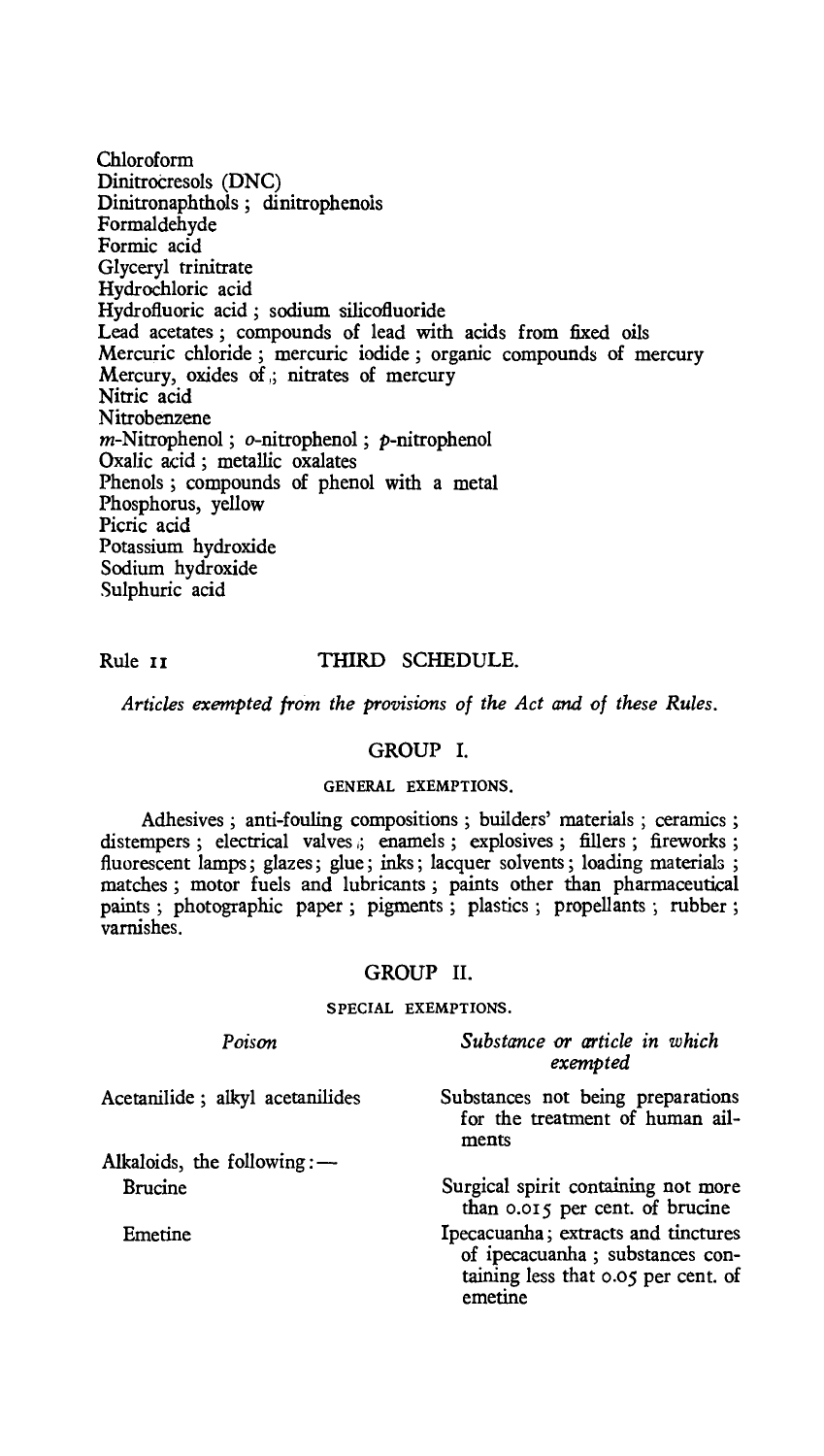Chloroform
Dinitrocresols (DNC)
Dinitronaphthols ; dinitrophenols
Formaldehyde
Formic acid
Glyceryl trinitrate
Hydrochloric acid
Hydrofluoric acid ; sodium silicofluoride
Lead acetates ; compounds of lead with acids from fixed oils
Mercuric chloride ; mercuric iodide ; organic compounds of mercury
Mercury, oxides of ; nitrates of mercury
Nitric acid
Nitrobenzene
*m*-Nitrophenol ; *o*-nitrophenol ; *p*-nitrophenol
Oxalic acid ; metallic oxalates
Phenols ; compounds of phenol with a metal
Phosphorus, yellow
Picric acid
Potassium hydroxide
Sodium hydroxide
Sulphuric acid

Rule 11

## THIRD SCHEDULE.

*Articles exempted from the provisions of the Act and of these Rules.*

### GROUP I.

#### GENERAL EXEMPTIONS.

Adhesives ; anti-fouling compositions ; builders' materials ; ceramics ; distempers ; electrical valves ; enamels ; explosives ; fillers ; fireworks ; fluorescent lamps ; glazes ; glue ; inks ; lacquer solvents ; loading materials ; matches ; motor fuels and lubricants ; paints other than pharmaceutical paints ; photographic paper ; pigments ; plastics ; propellants ; rubber ; varnishes.

### GROUP II.

#### SPECIAL EXEMPTIONS.

| *Poison* | *Substance or article in which exempted* |
|---|---|
| Acetanilide ; alkyl acetanilides | Substances not being preparations for the treatment of human ailments |
| Alkaloids, the following:— | |
| Brucine | Surgical spirit containing not more than 0.015 per cent. of brucine |
| Emetine | Ipecacuanha ; extracts and tinctures of ipecacuanha ; substances containing less that 0.05 per cent. of emetine |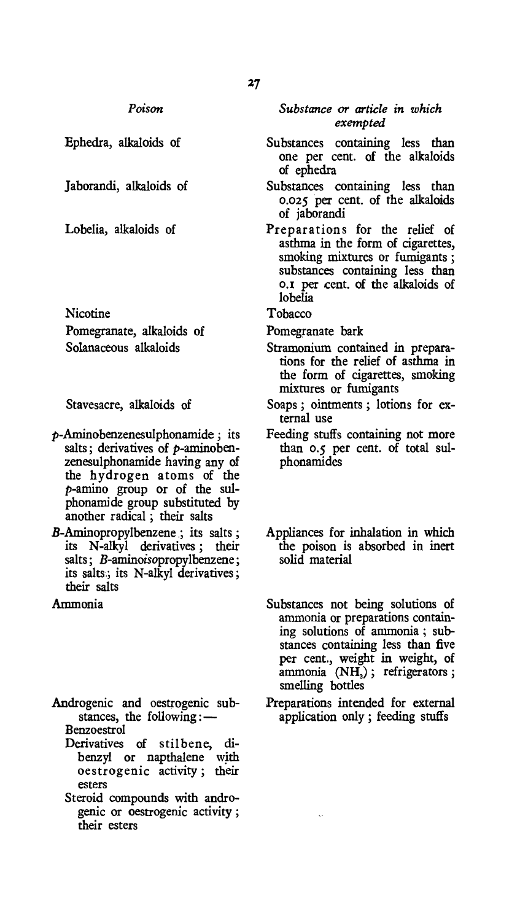| *Poison* | *Substance or article in which exempted* |
| --- | --- |
| Ephedra, alkaloids of | Substances containing less than one per cent. of the alkaloids of ephedra |
| Jaborandi, alkaloids of | Substances containing less than 0.025 per cent. of the alkaloids of jaborandi |
| Lobelia, alkaloids of | Preparations for the relief of asthma in the form of cigarettes, smoking mixtures or fumigants; substances containing less than 0.1 per cent. of the alkaloids of lobelia |
| Nicotine | Tobacco |
| Pomegranate, alkaloids of | Pomegranate bark |
| Solanaceous alkaloids | Stramonium contained in preparations for the relief of asthma in the form of cigarettes, smoking mixtures or fumigants |
| Stavesacre, alkaloids of | Soaps; ointments; lotions for external use |
| *p*-Aminobenzenesulphonamide; its salts; derivatives of *p*-aminobenzenesulphonamide having any of the hydrogen atoms of the *p*-amino group or of the sulphonamide group substituted by another radical; their salts | Feeding stuffs containing not more than 0.5 per cent. of total sulphonamides |
| *B*-Aminopropylbenzene; its salts; its N-alkyl derivatives; their salts; *B*-amino*iso*propylbenzene; its salts; its N-alkyl derivatives; their salts | Appliances for inhalation in which the poison is absorbed in inert solid material |
| Ammonia | Substances not being solutions of ammonia or preparations containing solutions of ammonia; substances containing less than five per cent., weight in weight, of ammonia ($NH_3$); refrigerators; smelling bottles |
| Androgenic and oestrogenic substances, the following:— Benzoestrol; Derivatives of stilbene, dibenzyl or napthalene with oestrogenic activity; their esters; Steroid compounds with androgenic or oestrogenic activity; their esters | Preparations intended for external application only; feeding stuffs |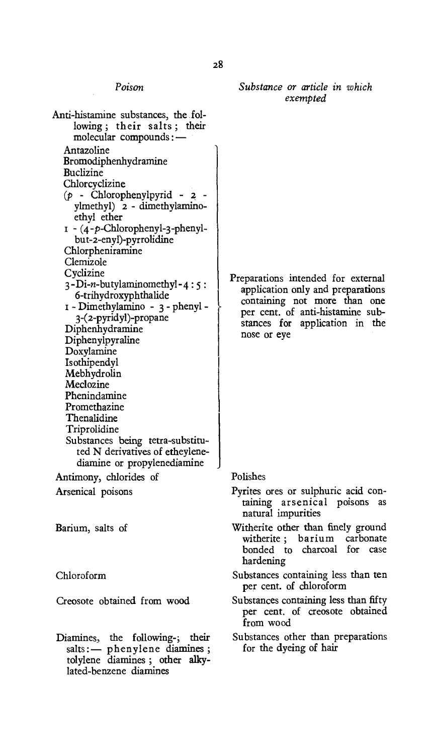| *Poison* | *Substance or article in which exempted* |
|---|---|
| Anti-histamine substances, the following; their salts; their molecular compounds:— Antazoline; Bromodiphenhydramine; Buclizine; Chlorcyclizine; (*p* - Chlorophenylpyrid - 2 - ylmethyl) 2 - dimethylamino-ethyl ether; 1 - (4-*p*-Chlorophenyl-3-phenyl-but-2-enyl)-pyrrolidine; Chlorpheniramine; Clemizole; Cyclizine; 3-Di-*n*-butylaminomethyl-4:5:6-trihydroxyphthalide; 1 - Dimethylamino - 3 - phenyl - 3-(2-pyridyl)-propane; Diphenhydramine; Diphenylpyraline; Doxylamine; Isothipendyl; Mebhydrolin; Meclozine; Phenindamine; Promethazine; Thenalidine; Triprolidine; Substances being tetra-substituted N derivatives of etheylenediamine or propylenediamine | Preparations intended for external application only and preparations containing not more than one per cent. of anti-histamine substances for application in the nose or eye |
| Antimony, chlorides of | Polishes |
| Arsenical poisons | Pyrites ores or sulphuric acid containing arsenical poisons as natural impurities |
| Barium, salts of | Witherite other than finely ground witherite; barium carbonate bonded to charcoal for case hardening |
| Chloroform | Substances containing less than ten per cent. of chloroform |
| Creosote obtained from wood | Substances containing less than fifty per cent. of creosote obtained from wood |
| Diamines, the following-; their salts:— phenylene diamines; tolylene diamines; other alkylated-benzene diamines | Substances other than preparations for the dyeing of hair |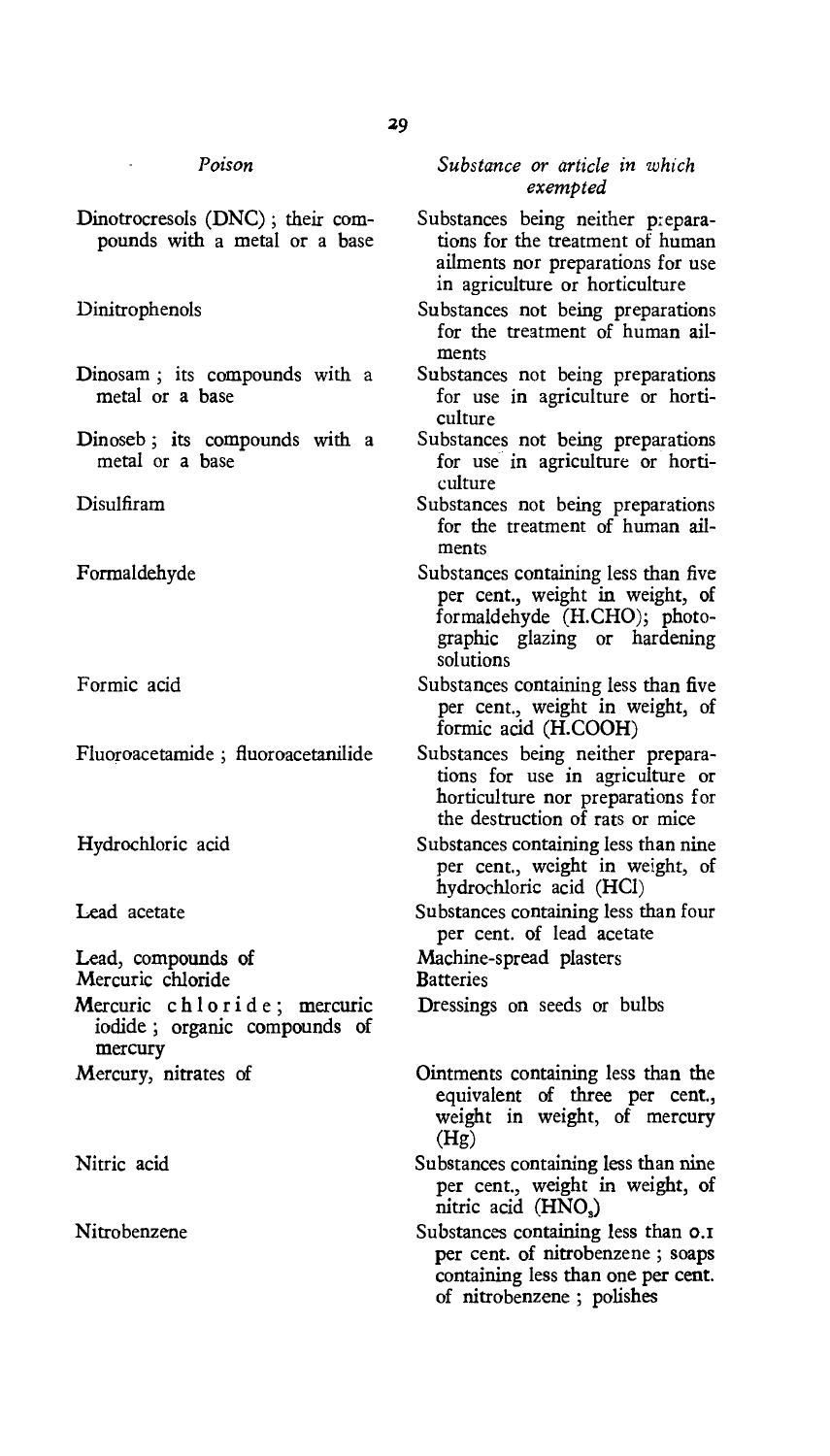| *Poison* | *Substance or article in which exempted* |
|---|---|
| Dinotrocresols (DNC); their compounds with a metal or a base | Substances being neither preparations for the treatment of human ailments nor preparations for use in agriculture or horticulture |
| Dinitrophenols | Substances not being preparations for the treatment of human ailments |
| Dinosam; its compounds with a metal or a base | Substances not being preparations for use in agriculture or horticulture |
| Dinoseb; its compounds with a metal or a base | Substances not being preparations for use in agriculture or horticulture |
| Disulfiram | Substances not being preparations for the treatment of human ailments |
| Formaldehyde | Substances containing less than five per cent., weight in weight, of formaldehyde (H.CHO); photographic glazing or hardening solutions |
| Formic acid | Substances containing less than five per cent., weight in weight, of formic acid (H.COOH) |
| Fluoroacetamide; fluoroacetanilide | Substances being neither preparations for use in agriculture or horticulture nor preparations for the destruction of rats or mice |
| Hydrochloric acid | Substances containing less than nine per cent., weight in weight, of hydrochloric acid (HCl) |
| Lead acetate | Substances containing less than four per cent. of lead acetate |
| Lead, compounds of | Machine-spread plasters |
| Mercuric chloride | Batteries |
| Mercuric chloride; mercuric iodide; organic compounds of mercury | Dressings on seeds or bulbs |
| Mercury, nitrates of | Ointments containing less than the equivalent of three per cent., weight in weight, of mercury (Hg) |
| Nitric acid | Substances containing less than nine per cent., weight in weight, of nitric acid ($HNO_3$) |
| Nitrobenzene | Substances containing less than 0.1 per cent. of nitrobenzene; soaps containing less than one per cent. of nitrobenzene; polishes |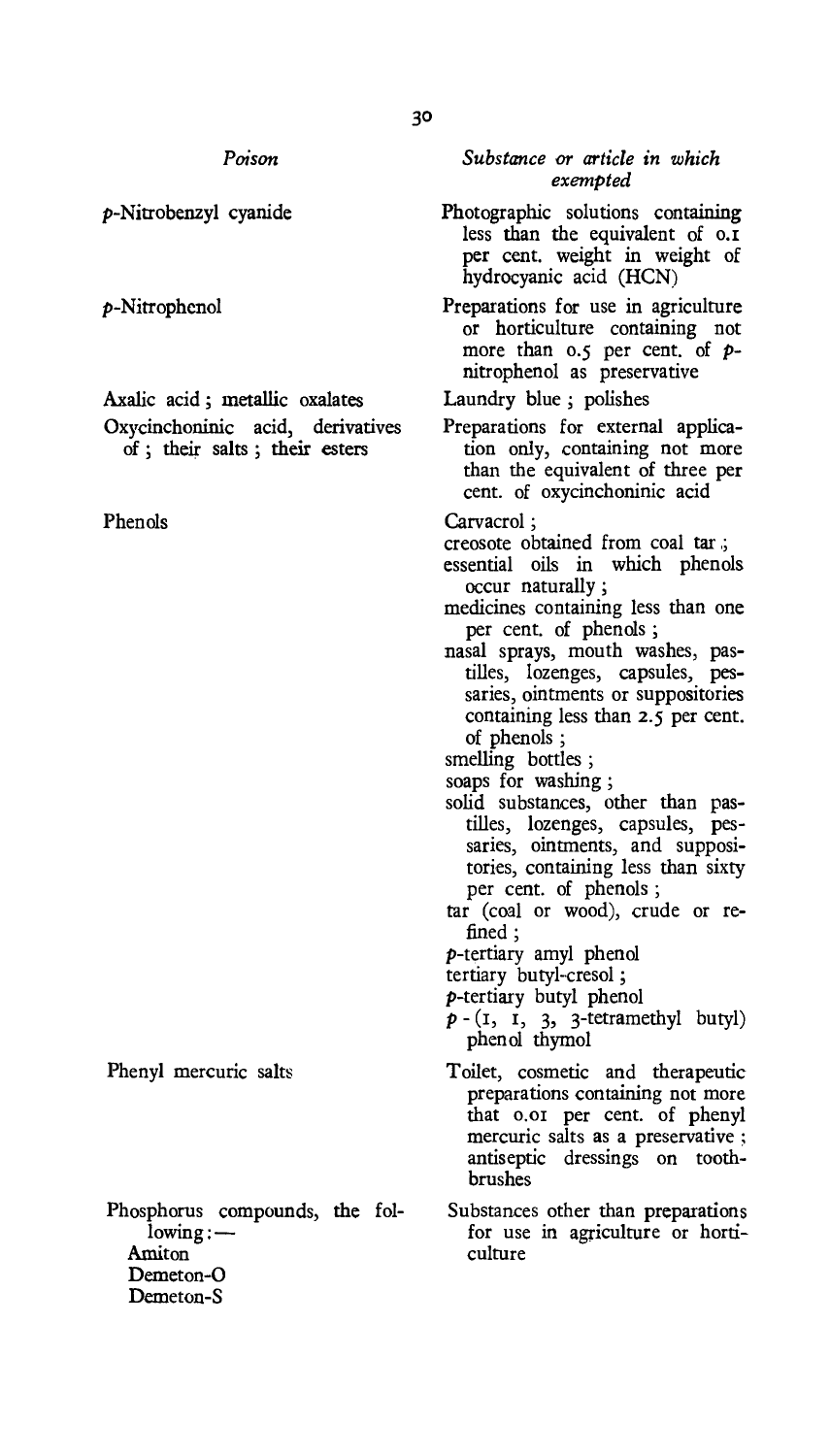| *Poison* | *Substance or article in which exempted* |
| --- | --- |
| *p*-Nitrobenzyl cyanide | Photographic solutions containing less than the equivalent of 0.1 per cent. weight in weight of hydrocyanic acid (HCN) |
| *p*-Nitrophenol | Preparations for use in agriculture or horticulture containing not more than 0.5 per cent. of *p*-nitrophenol as preservative |
| Axalic acid ; metallic oxalates | Laundry blue ; polishes |
| Oxycinchoninic acid, derivatives of ; their salts ; their esters | Preparations for external application only, containing not more than the equivalent of three per cent. of oxycinchoninic acid |
| Phenols | Carvacrol ;<br>creosote obtained from coal tar ;<br>essential oils in which phenols occur naturally ;<br>medicines containing less than one per cent. of phenols ;<br>nasal sprays, mouth washes, pastilles, lozenges, capsules, pessaries, ointments or suppositories containing less than 2.5 per cent. of phenols ;<br>smelling bottles ;<br>soaps for washing ;<br>solid substances, other than pastilles, lozenges, capsules, pessaries, ointments, and suppositories, containing less than sixty per cent. of phenols ;<br>tar (coal or wood), crude or refined ;<br>*p*-tertiary amyl phenol<br>tertiary butyl-cresol ;<br>*p*-tertiary butyl phenol<br>*p* - (1, 1, 3, 3-tetramethyl butyl) phenol thymol |
| Phenyl mercuric salts | Toilet, cosmetic and therapeutic preparations containing not more that 0.01 per cent. of phenyl mercuric salts as a preservative ; antiseptic dressings on toothbrushes |
| Phosphorus compounds, the following :—<br>Amiton<br>Demeton-O<br>Demeton-S | Substances other than preparations for use in agriculture or horticulture |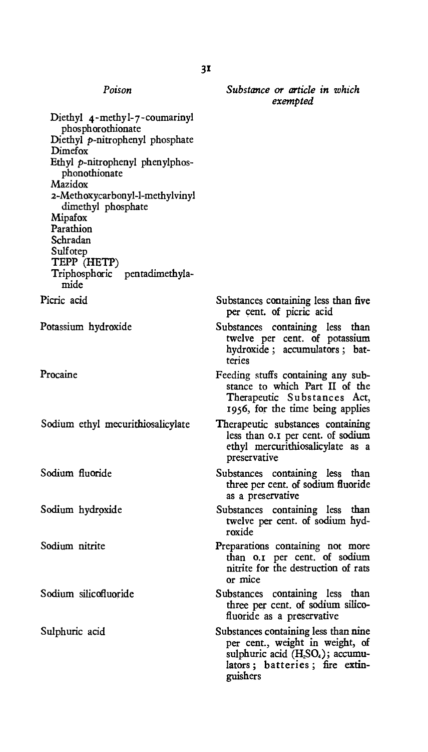| *Poison* | *Substance or article in which exempted* |
| --- | --- |
| Diethyl 4-methyl-7-coumarinyl phosphorothionate | |
| Diethyl *p*-nitrophenyl phosphate | |
| Dimefox | |
| Ethyl *p*-nitrophenyl phenylphosphonothionate | |
| Mazidox | |
| 2-Methoxycarbonyl-l-methylvinyl dimethyl phosphate | |
| Mipafox | |
| Parathion | |
| Schradan | |
| Sulfotep | |
| TEPP (HETP) | |
| Triphosphoric pentadimethylamide | |
| Picric acid | Substances containing less than five per cent. of picric acid |
| Potassium hydroxide | Substances containing less than twelve per cent. of potassium hydroxide; accumulators; batteries |
| Procaine | Feeding stuffs containing any substance to which Part II of the Therapeutic Substances Act, 1956, for the time being applies |
| Sodium ethyl mecurithiosalicylate | Therapeutic substances containing less than 0.1 per cent. of sodium ethyl mercurithiosalicylate as a preservative |
| Sodium fluoride | Substances containing less than three per cent. of sodium fluoride as a preservative |
| Sodium hydroxide | Substances containing less than twelve per cent. of sodium hydroxide |
| Sodium nitrite | Preparations containing not more than 0.1 per cent. of sodium nitrite for the destruction of rats or mice |
| Sodium silicofluoride | Substances containing less than three per cent. of sodium silicofluoride as a preservative |
| Sulphuric acid | Substances containing less than nine per cent., weight in weight, of sulphuric acid ($H_2SO_4$); accumulators; batteries; fire extinguishers |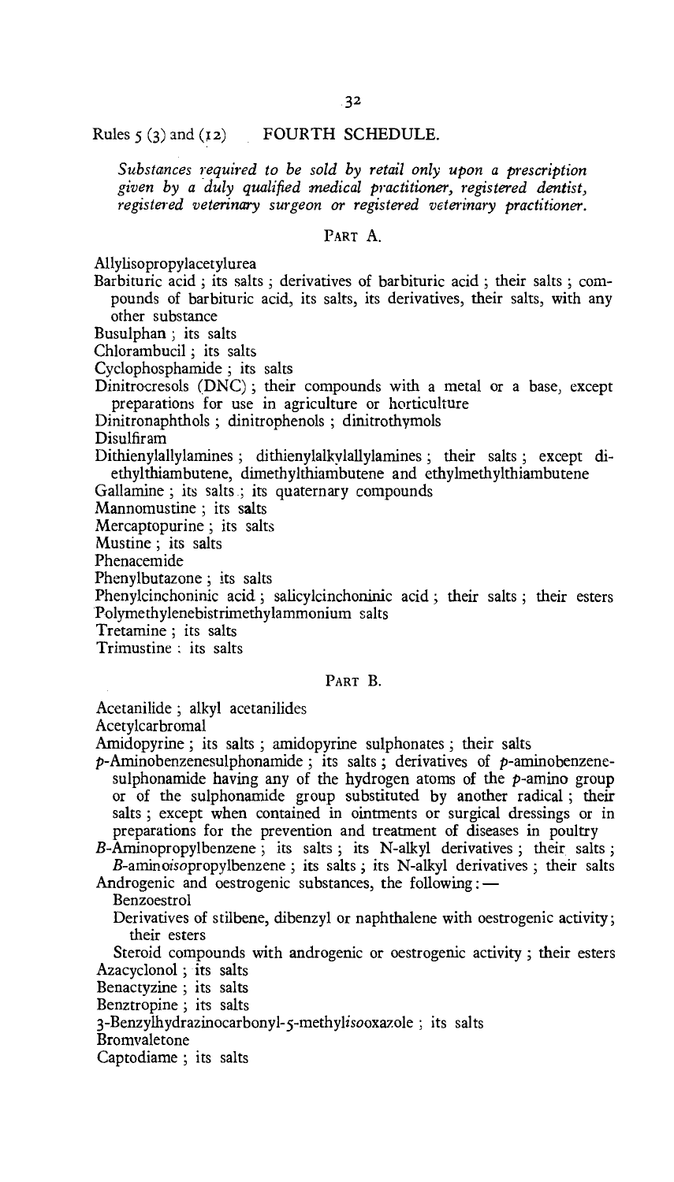Rules 5 (3) and (12) FOURTH SCHEDULE.

*Substances required to be sold by retail only upon a prescription given by a duly qualified medical practitioner, registered dentist, registered veterinary surgeon or registered veterinary practitioner.*

PART A.

Allylisopropylacetylurea

Barbituric acid ; its salts ; derivatives of barbituric acid ; their salts ; compounds of barbituric acid, its salts, its derivatives, their salts, with any other substance

Busulphan ; its salts

Chlorambucil ; its salts

Cyclophosphamide ; its salts

Dinitrocresols (DNC) ; their compounds with a metal or a base, except preparations for use in agriculture or horticulture

Dinitronaphthols ; dinitrophenols ; dinitrothymols

Disulfiram

Dithienylallylamines ; dithienylalkylallylamines ; their salts ; except diethylthiambutene, dimethylthiambutene and ethylmethylthiambutene

Gallamine ; its salts ; its quaternary compounds

Mannomustine ; its salts

Mercaptopurine ; its salts

Mustine ; its salts

Phenacemide

Phenylbutazone ; its salts

Phenylcinchoninic acid ; salicylcinchoninic acid ; their salts ; their esters

Polymethylenebistrimethylammonium salts

Tretamine ; its salts

Trimustine ; its salts

PART B.

Acetanilide ; alkyl acetanilides

Acetylcarbromal

Amidopyrine ; its salts ; amidopyrine sulphonates ; their salts

*p*-Aminobenzenesulphonamide ; its salts ; derivatives of *p*-aminobenzenesulphonamide having any of the hydrogen atoms of the *p*-amino group or of the sulphonamide group substituted by another radical ; their salts ; except when contained in ointments or surgical dressings or in preparations for the prevention and treatment of diseases in poultry

*B*-Aminopropylbenzene ; its salts ; its N-alkyl derivatives ; their salts ; *B*-amino*iso*propylbenzene ; its salts ; its N-alkyl derivatives ; their salts

Androgenic and oestrogenic substances, the following:—

Benzoestrol

Derivatives of stilbene, dibenzyl or naphthalene with oestrogenic activity; their esters

Steroid compounds with androgenic or oestrogenic activity ; their esters

Azacyclonol ; its salts

Benactyzine ; its salts

Benztropine ; its salts

3-Benzylhydrazinocarbonyl-5-methyl*iso*oxazole ; its salts

Bromvaletone

Captodiame ; its salts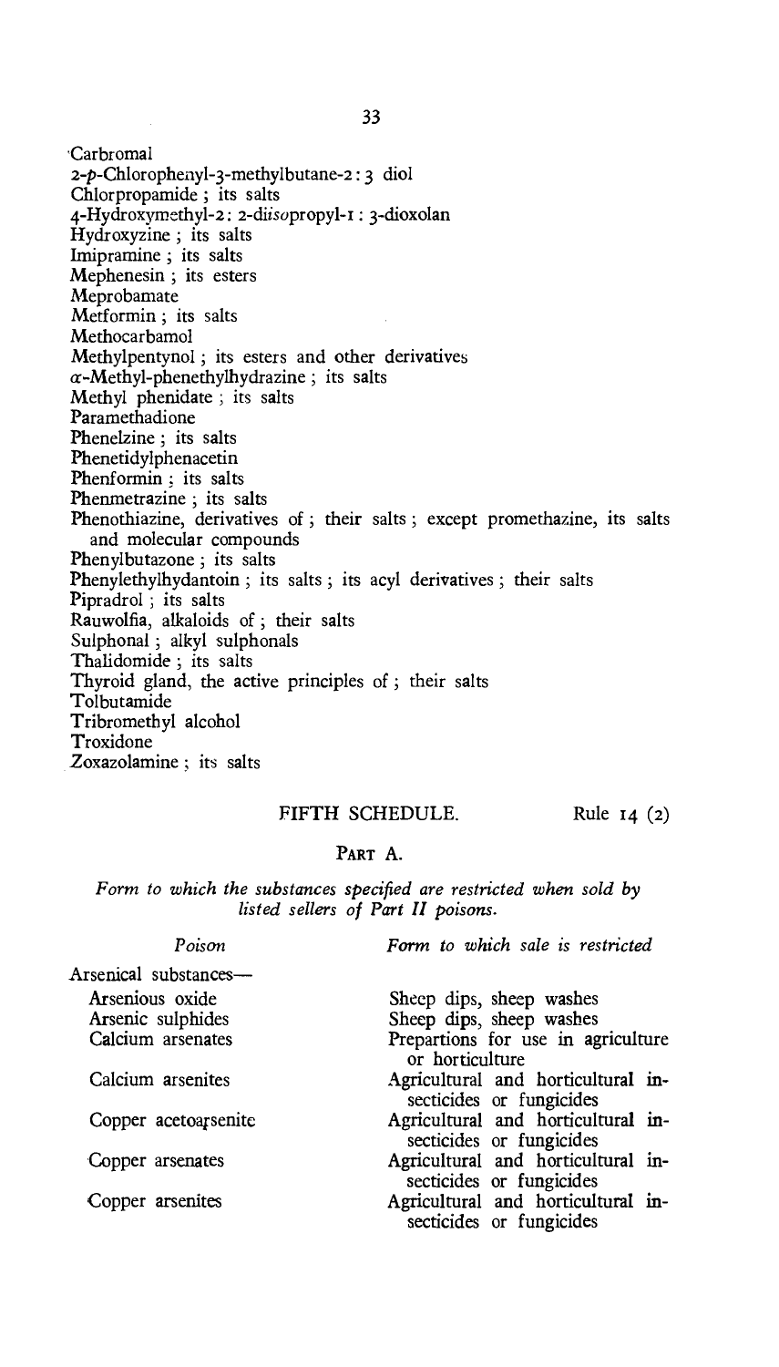Carbromal
2-*p*-Chlorophenyl-3-methylbutane-2 : 3 diol
Chlorpropamide ; its salts
4-Hydroxymethyl-2 : 2-di*iso*propyl-1 : 3-dioxolan
Hydroxyzine ; its salts
Imipramine ; its salts
Mephenesin ; its esters
Meprobamate
Metformin ; its salts
Methocarbamol
Methylpentynol ; its esters and other derivatives
α-Methyl-phenethylhydrazine ; its salts
Methyl phenidate ; its salts
Paramethadione
Phenelzine ; its salts
Phenetidylphenacetin
Phenformin ; its salts
Phenmetrazine ; its salts
Phenothiazine, derivatives of ; their salts ; except promethazine, its salts and molecular compounds
Phenylbutazone ; its salts
Phenylethylhydantoin ; its salts ; its acyl derivatives ; their salts
Pipradrol ; its salts
Rauwolfia, alkaloids of ; their salts
Sulphonal ; alkyl sulphonals
Thalidomide ; its salts
Thyroid gland, the active principles of ; their salts
Tolbutamide
Tribromethyl alcohol
Troxidone
Zoxazolamine ; its salts

## FIFTH SCHEDULE.

Rule 14 (2)

### PART A.

*Form to which the substances specified are restricted when sold by listed sellers of Part II poisons.*

| *Poison* | *Form to which sale is restricted* |
|---|---|
| Arsenical substances— | |
| Arsenious oxide | Sheep dips, sheep washes |
| Arsenic sulphides | Sheep dips, sheep washes |
| Calcium arsenates | Prepartions for use in agriculture or horticulture |
| Calcium arsenites | Agricultural and horticultural insecticides or fungicides |
| Copper acetoarsenite | Agricultural and horticultural insecticides or fungicides |
| Copper arsenates | Agricultural and horticultural insecticides or fungicides |
| Copper arsenites | Agricultural and horticultural insecticides or fungicides |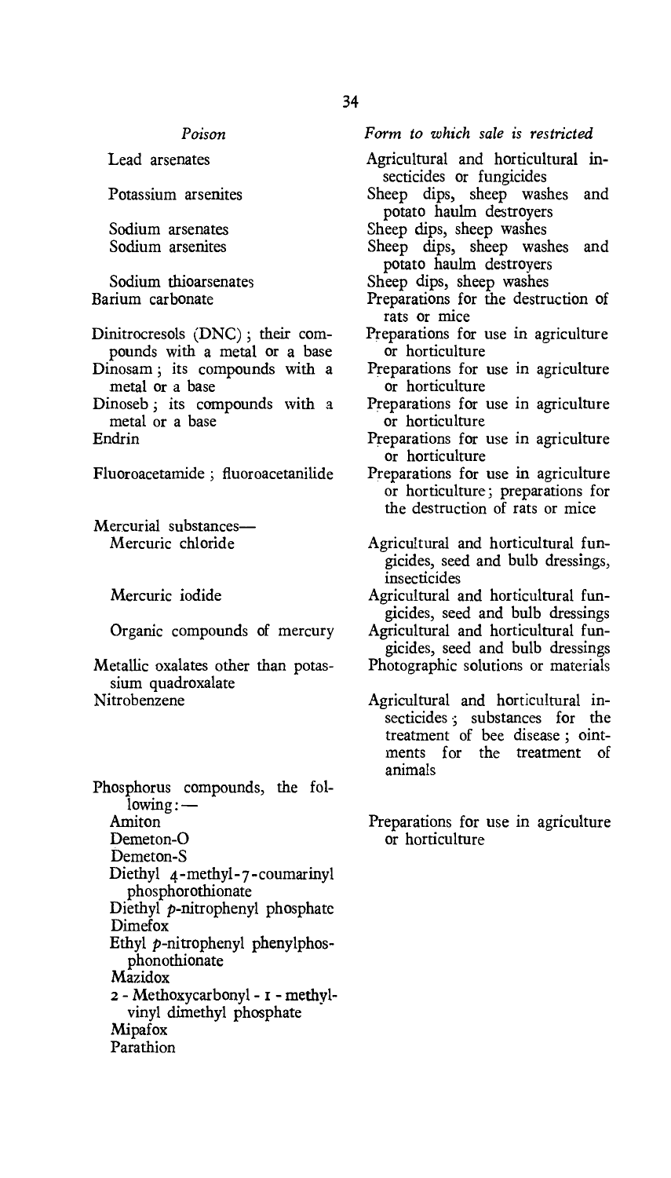| *Poison* | *Form to which sale is restricted* |
| --- | --- |
| Lead arsenates | Agricultural and horticultural insecticides or fungicides |
| Potassium arsenites | Sheep dips, sheep washes and potato haulm destroyers |
| Sodium arsenates | Sheep dips, sheep washes |
| Sodium arsenites | Sheep dips, sheep washes and potato haulm destroyers |
| Sodium thioarsenates | Sheep dips, sheep washes |
| Barium carbonate | Preparations for the destruction of rats or mice |
| Dinitrocresols (DNC); their compounds with a metal or a base | Preparations for use in agriculture or horticulture |
| Dinosam; its compounds with a metal or a base | Preparations for use in agriculture or horticulture |
| Dinoseb; its compounds with a metal or a base | Preparations for use in agriculture or horticulture |
| Endrin | Preparations for use in agriculture or horticulture |
| Fluoroacetamide; fluoroacetanilide | Preparations for use in agriculture or horticulture; preparations for the destruction of rats or mice |
| Mercurial substances— | |
| Mercuric chloride | Agricultural and horticultural fungicides, seed and bulb dressings, insecticides |
| Mercuric iodide | Agricultural and horticultural fungicides, seed and bulb dressings |
| Organic compounds of mercury | Agricultural and horticultural fungicides, seed and bulb dressings |
| Metallic oxalates other than potassium quadroxalate | Photographic solutions or materials |
| Nitrobenzene | Agricultural and horticultural insecticides; substances for the treatment of bee disease; ointments for the treatment of animals |
| Phosphorus compounds, the following:— | |
| Amiton | Preparations for use in agriculture or horticulture |
| Demeton-O | |
| Demeton-S | |
| Diethyl 4-methyl-7-coumarinyl phosphorothionate | |
| Diethyl *p*-nitrophenyl phosphate | |
| Dimefox | |
| Ethyl *p*-nitrophenyl phenylphosphonothionate | |
| Mazidox | |
| 2 - Methoxycarbonyl - 1 - methylvinyl dimethyl phosphate | |
| Mipafox | |
| Parathion | |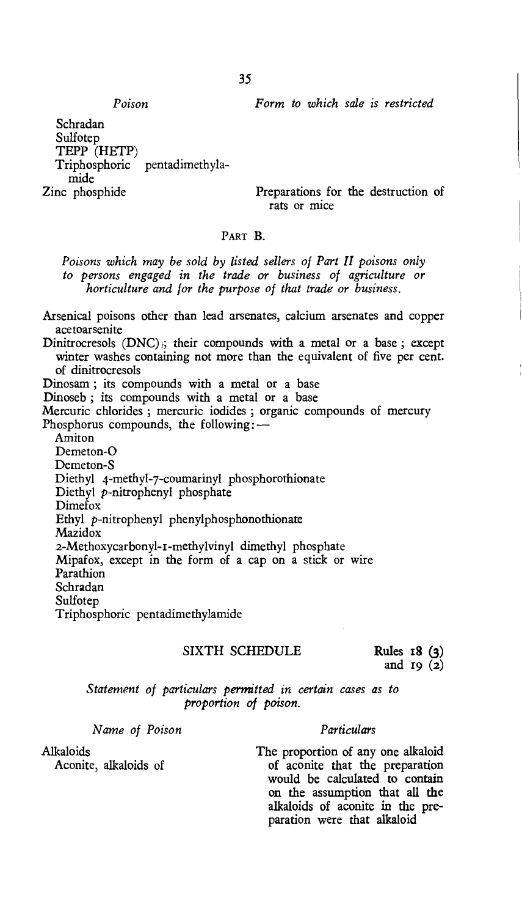| Poison | Form to which sale is restricted |
|---|---|
| Schradan | |
| Sulfotep | |
| TEPP (HETP) | |
| Triphosphoric pentadimethylamide | |
| Zinc phosphide | Preparations for the destruction of rats or mice |

## PART B.

*Poisons which may be sold by listed sellers of Part II poisons only to persons engaged in the trade or business of agriculture or horticulture and for the purpose of that trade or business.*

Arsenical poisons other than lead arsenates, calcium arsenates and copper acetoarsenite

Dinitrocresols (DNC); their compounds with a metal or a base; except winter washes containing not more than the equivalent of five per cent. of dinitrocresols

Dinosam; its compounds with a metal or a base

Dinoseb; its compounds with a metal or a base

Mercuric chlorides; mercuric iodides; organic compounds of mercury

Phosphorus compounds, the following:—

- Amiton
- Demeton-O
- Demeton-S
- Diethyl 4-methyl-7-coumarinyl phosphorothionate
- Diethyl *p*-nitrophenyl phosphate
- Dimefox
- Ethyl *p*-nitrophenyl phenylphosphonothionate
- Mazidox
- 2-Methoxycarbonyl-1-methylvinyl dimethyl phosphate
- Mipafox, except in the form of a cap on a stick or wire
- Parathion
- Schradan
- Sulfotep
- Triphosphoric pentadimethylamide

## SIXTH SCHEDULE

Rules 18 (3) and 19 (2)

*Statement of particulars permitted in certain cases as to proportion of poison.*

| Name of Poison | Particulars |
|---|---|
| Alkaloids | |
| Aconite, alkaloids of | The proportion of any one alkaloid of aconite that the preparation would be calculated to contain on the assumption that all the alkaloids of aconite in the preparation were that alkaloid |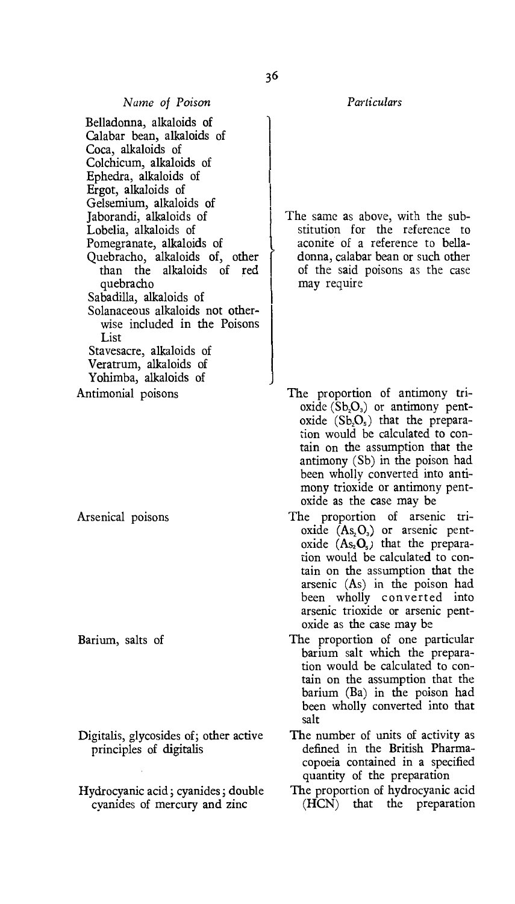| *Name of Poison* | *Particulars* |
|---|---|
| Belladonna, alkaloids of<br>Calabar bean, alkaloids of<br>Coca, alkaloids of<br>Colchicum, alkaloids of<br>Ephedra, alkaloids of<br>Ergot, alkaloids of<br>Gelsemium, alkaloids of<br>Jaborandi, alkaloids of<br>Lobelia, alkaloids of<br>Pomegranate, alkaloids of<br>Quebracho, alkaloids of, other than the alkaloids of red quebracho<br>Sabadilla, alkaloids of<br>Solanaceous alkaloids not otherwise included in the Poisons List<br>Stavesacre, alkaloids of<br>Veratrum, alkaloids of<br>Yohimba, alkaloids of | The same as above, with the substitution for the reference to aconite of a reference to belladonna, calabar bean or such other of the said poisons as the case may require |
| Antimonial poisons | The proportion of antimony trioxide ($Sb_2O_3$) or antimony pentoxide ($Sb_2O_5$) that the preparation would be calculated to contain on the assumption that the antimony (Sb) in the poison had been wholly converted into antimony trioxide or antimony pentoxide as the case may be |
| Arsenical poisons | The proportion of arsenic trioxide ($As_2O_3$) or arsenic pentoxide ($As_2O_5$) that the preparation would be calculated to contain on the assumption that the arsenic (As) in the poison had been wholly converted into arsenic trioxide or arsenic pentoxide as the case may be |
| Barium, salts of | The proportion of one particular barium salt which the preparation would be calculated to contain on the assumption that the barium (Ba) in the poison had been wholly converted into that salt |
| Digitalis, glycosides of; other active principles of digitalis | The number of units of activity as defined in the British Pharmacopoeia contained in a specified quantity of the preparation |
| Hydrocyanic acid; cyanides; double cyanides of mercury and zinc | The proportion of hydrocyanic acid (HCN) that the preparation |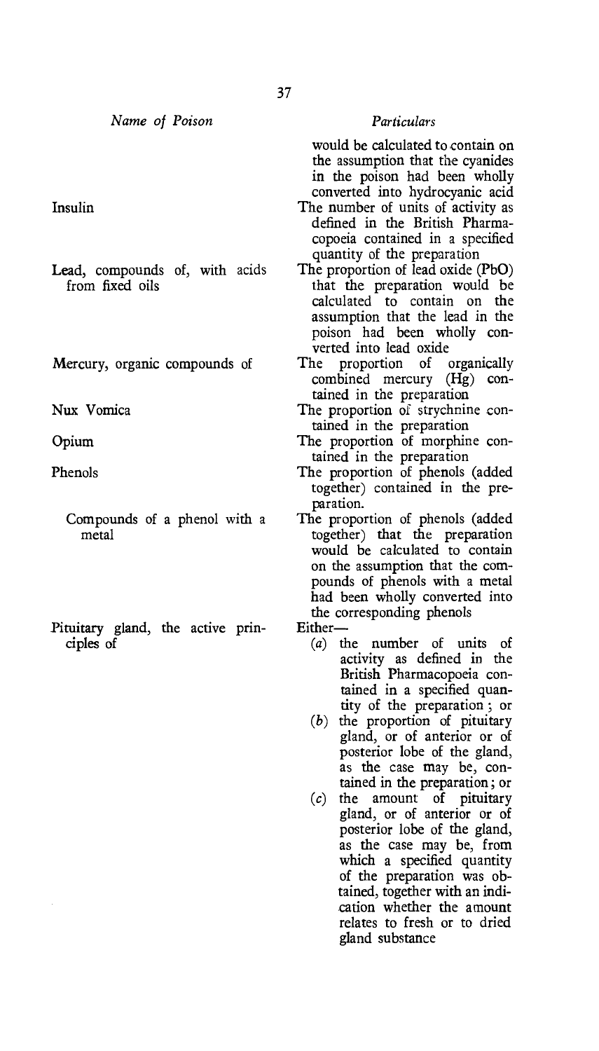| *Name of Poison* | *Particulars* |
|---|---|
| | would be calculated to contain on the assumption that the cyanides in the poison had been wholly converted into hydrocyanic acid |
| Insulin | The number of units of activity as defined in the British Pharmacopoeia contained in a specified quantity of the preparation |
| Lead, compounds of, with acids from fixed oils | The proportion of lead oxide (PbO) that the preparation would be calculated to contain on the assumption that the lead in the poison had been wholly converted into lead oxide |
| Mercury, organic compounds of | The proportion of organically combined mercury (Hg) contained in the preparation |
| Nux Vomica | The proportion of strychnine contained in the preparation |
| Opium | The proportion of morphine contained in the preparation |
| Phenols | The proportion of phenols (added together) contained in the preparation. |
| Compounds of a phenol with a metal | The proportion of phenols (added together) that the preparation would be calculated to contain on the assumption that the compounds of phenols with a metal had been wholly converted into the corresponding phenols |
| Pituitary gland, the active principles of | Either— (*a*) the number of units of activity as defined in the British Pharmacopoeia contained in a specified quantity of the preparation; or (*b*) the proportion of pituitary gland, or of anterior or of posterior lobe of the gland, as the case may be, contained in the preparation; or (*c*) the amount of pituitary gland, or of anterior or of posterior lobe of the gland, as the case may be, from which a specified quantity of the preparation was obtained, together with an indication whether the amount relates to fresh or to dried gland substance |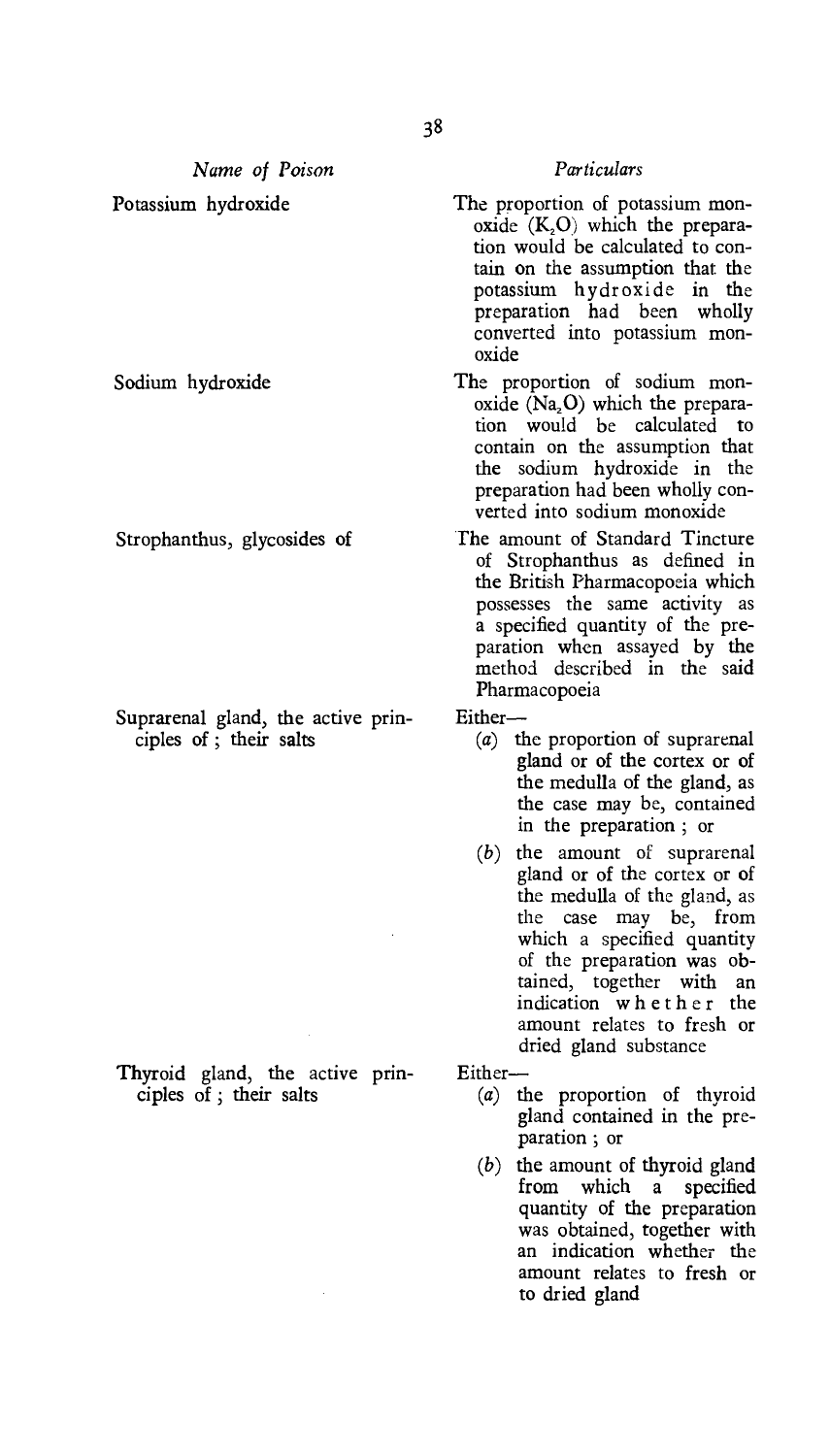| *Name of Poison* | *Particulars* |
|---|---|
| Potassium hydroxide | The proportion of potassium monoxide ($K_2O$) which the preparation would be calculated to contain on the assumption that the potassium hydroxide in the preparation had been wholly converted into potassium monoxide |
| Sodium hydroxide | The proportion of sodium monoxide ($Na_2O$) which the preparation would be calculated to contain on the assumption that the sodium hydroxide in the preparation had been wholly converted into sodium monoxide |
| Strophanthus, glycosides of | The amount of Standard Tincture of Strophanthus as defined in the British Pharmacopoeia which possesses the same activity as a specified quantity of the preparation when assayed by the method described in the said Pharmacopoeia |
| Suprarenal gland, the active principles of ; their salts | Either— (*a*) the proportion of suprarenal gland or of the cortex or of the medulla of the gland, as the case may be, contained in the preparation ; or (*b*) the amount of suprarenal gland or of the cortex or of the medulla of the gland, as the case may be, from which a specified quantity of the preparation was obtained, together with an indication whether the amount relates to fresh or dried gland substance |
| Thyroid gland, the active principles of ; their salts | Either— (*a*) the proportion of thyroid gland contained in the preparation ; or (*b*) the amount of thyroid gland from which a specified quantity of the preparation was obtained, together with an indication whether the amount relates to fresh or to dried gland |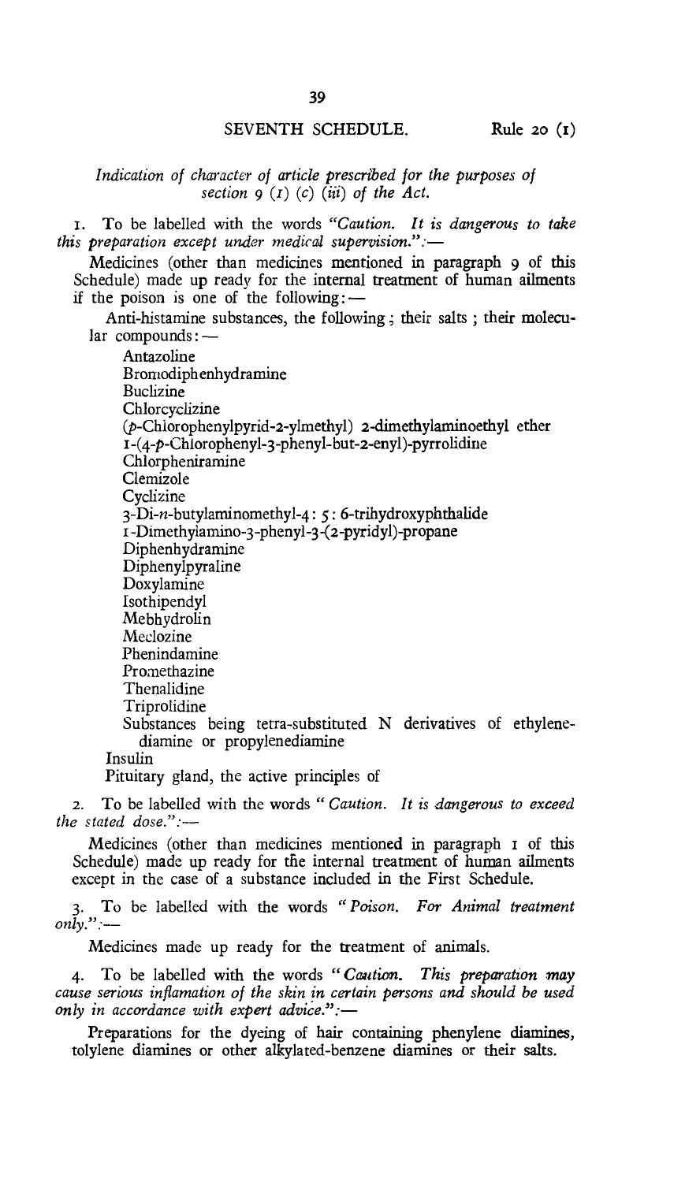## SEVENTH SCHEDULE.

Rule 20 (1)

*Indication of character of article prescribed for the purposes of section 9 (1) (c) (iii) of the Act.*

1. To be labelled with the words *"Caution. It is dangerous to take this preparation except under medical supervision.":*—

Medicines (other than medicines mentioned in paragraph 9 of this Schedule) made up ready for the internal treatment of human ailments if the poison is one of the following:—

Anti-histamine substances, the following; their salts; their molecular compounds:—

- Antazoline
- Bromodiphenhydramine
- Buclizine
- Chlorcyclizine
- (*p*-Chlorophenylpyrid-2-ylmethyl) 2-dimethylaminoethyl ether
- 1-(4-*p*-Chlorophenyl-3-phenyl-but-2-enyl)-pyrrolidine
- Chlorpheniramine
- Clemizole
- Cyclizine
- 3-Di-*n*-butylaminomethyl-4: 5: 6-trihydroxyphthalide
- 1-Dimethylamino-3-phenyl-3-(2-pyridyl)-propane
- Diphenhydramine
- Diphenylpyraline
- Doxylamine
- Isothipendyl
- Mebhydrolin
- Meclozine
- Phenindamine
- Promethazine
- Thenalidine
- Triprolidine
- Substances being tetra-substituted N derivatives of ethylenediamine or propylenediamine

Insulin

Pituitary gland, the active principles of

2. To be labelled with the words *"Caution. It is dangerous to exceed the stated dose.":*—

Medicines (other than medicines mentioned in paragraph 1 of this Schedule) made up ready for the internal treatment of human ailments except in the case of a substance included in the First Schedule.

3. To be labelled with the words *"Poison. For Animal treatment only.":*—

Medicines made up ready for the treatment of animals.

4. To be labelled with the words *"Caution. This preparation may cause serious inflamation of the skin in certain persons and should be used only in accordance with expert advice.":*—

Preparations for the dyeing of hair containing phenylene diamines, tolylene diamines or other alkylated-benzene diamines or their salts.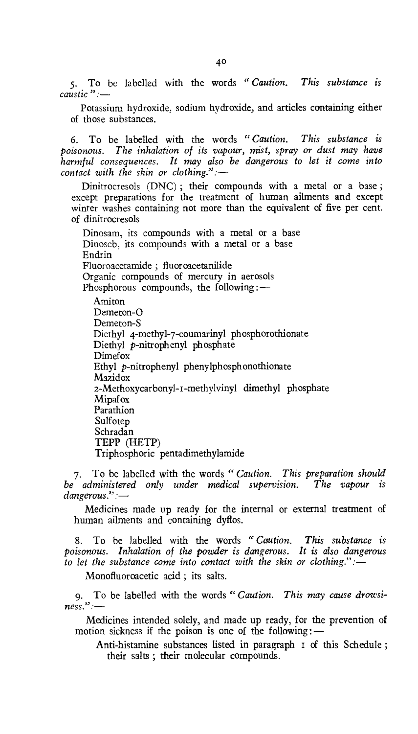5. To be labelled with the words "*Caution. This substance is caustic*":—

Potassium hydroxide, sodium hydroxide, and articles containing either of those substances.

6. To be labelled with the words "*Caution. This substance is poisonous. The inhalation of its vapour, mist, spray or dust may have harmful consequences. It may also be dangerous to let it come into contact with the skin or clothing.*":—

Dinitrocresols (DNC); their compounds with a metal or a base; except preparations for the treatment of human ailments and except winter washes containing not more than the equivalent of five per cent. of dinitrocresols

Dinosam, its compounds with a metal or a base
Dinoseb, its compounds with a metal or a base
Endrin
Fluoroacetamide; fluoroacetanilide
Organic compounds of mercury in aerosols
Phosphorous compounds, the following:—

Amiton
Demeton-O
Demeton-S
Diethyl 4-methyl-7-coumarinyl phosphorothionate
Diethyl *p*-nitrophenyl phosphate
Dimefox
Ethyl *p*-nitrophenyl phenylphosphonothionate
Mazidox
2-Methoxycarbonyl-1-methylvinyl dimethyl phosphate
Mipafox
Parathion
Sulfotep
Schradan
TEPP (HETP)
Triphosphoric pentadimethylamide

7. To be labelled with the words "*Caution. This preparation should be administered only under medical supervision. The vapour is dangerous.*":—

Medicines made up ready for the internal or external treatment of human ailments and containing dyflos.

8. To be labelled with the words "*Caution. This substance is poisonous. Inhalation of the powder is dangerous. It is also dangerous to let the substance come into contact with the skin or clothing.*":—

Monofluoroacetic acid; its salts.

9. To be labelled with the words "*Caution. This may cause drowsiness.*":—

Medicines intended solely, and made up ready, for the prevention of motion sickness if the poison is one of the following:—

Anti-histamine substances listed in paragraph 1 of this Schedule; their salts; their molecular compounds.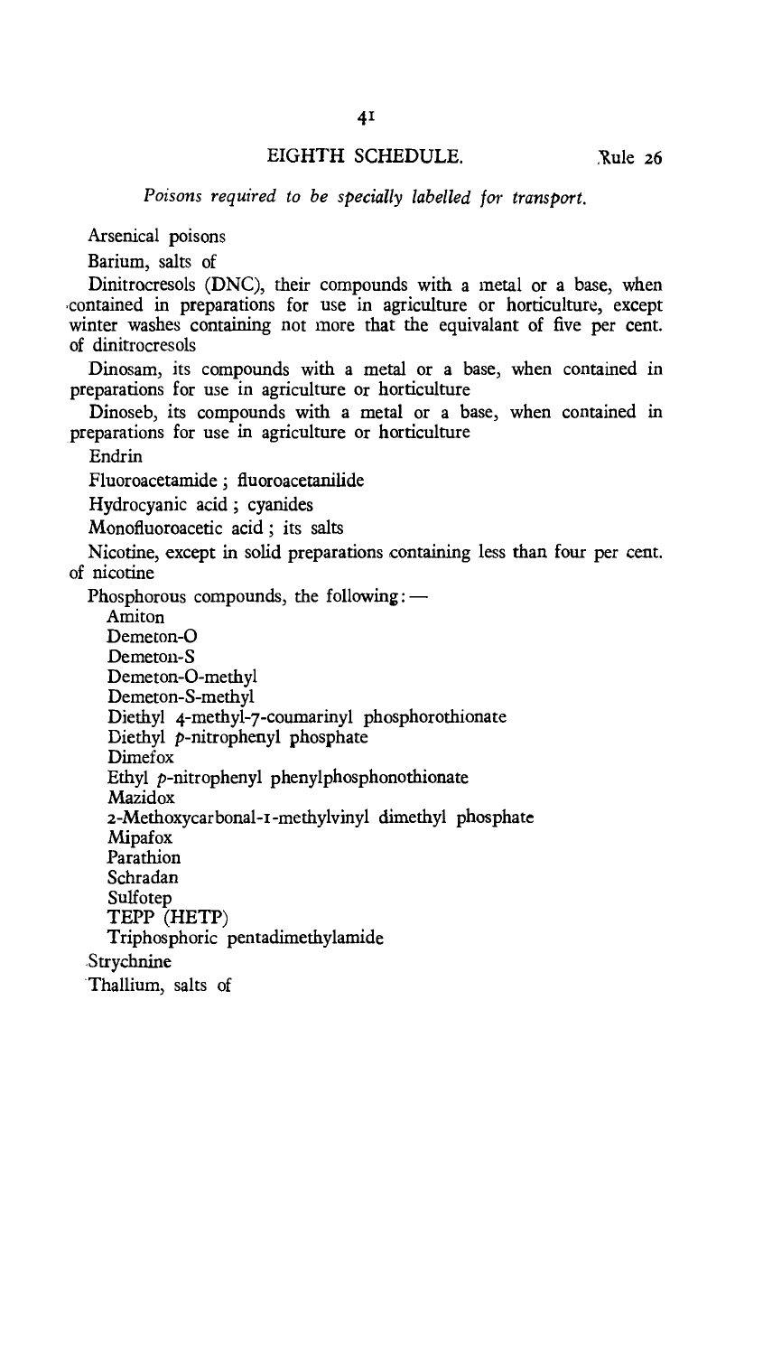## EIGHTH SCHEDULE.

Rule 26

*Poisons required to be specially labelled for transport.*

Arsenical poisons

Barium, salts of

Dinitrocresols (DNC), their compounds with a metal or a base, when contained in preparations for use in agriculture or horticulture, except winter washes containing not more that the equivalant of five per cent. of dinitrocresols

Dinosam, its compounds with a metal or a base, when contained in preparations for use in agriculture or horticulture

Dinoseb, its compounds with a metal or a base, when contained in preparations for use in agriculture or horticulture

Endrin

Fluoroacetamide; fluoroacetanilide

Hydrocyanic acid; cyanides

Monofluoroacetic acid; its salts

Nicotine, except in solid preparations containing less than four per cent. of nicotine

Phosphorous compounds, the following:—

- Amiton
- Demeton-O
- Demeton-S
- Demeton-O-methyl
- Demeton-S-methyl
- Diethyl 4-methyl-7-coumarinyl phosphorothionate
- Diethyl *p*-nitrophenyl phosphate
- Dimefox
- Ethyl *p*-nitrophenyl phenylphosphonothionate
- Mazidox
- 2-Methoxycarbonal-1-methylvinyl dimethyl phosphate
- Mipafox
- Parathion
- Schradan
- Sulfotep
- TEPP (HETP)
- Triphosphoric pentadimethylamide

Strychnine

Thallium, salts of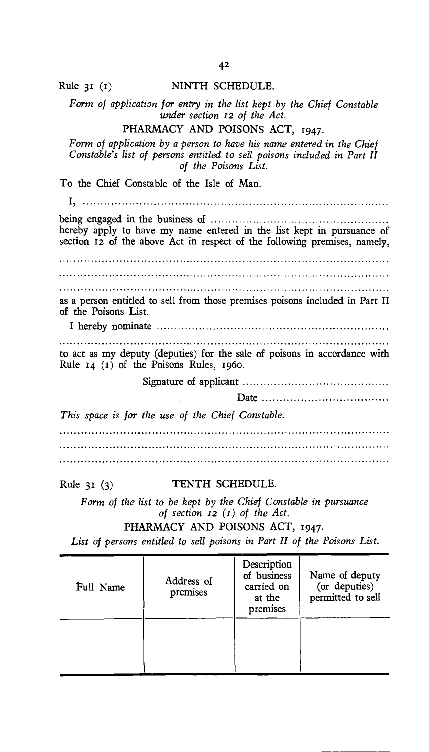Rule 31 (1) NINTH SCHEDULE.

*Form of application for entry in the list kept by the Chief Constable under section 12 of the Act.*

PHARMACY AND POISONS ACT, 1947.

*Form of application by a person to have his name entered in the Chief Constable's list of persons entitled to sell poisons included in Part II of the Poisons List.*

To the Chief Constable of the Isle of Man.

I, ..................................................................................................

being engaged in the business of ...................................................
hereby apply to have my name entered in the list kept in pursuance of section 12 of the above Act in respect of the following premises, namely,

..........................................................................................................

..........................................................................................................

..........................................................................................................

as a person entitled to sell from those premises poisons included in Part II of the Poisons List.

I hereby nominate ....................................................................

..........................................................................................................

to act as my deputy (deputies) for the sale of poisons in accordance with Rule 14 (1) of the Poisons Rules, 1960.

Signature of applicant ..........................................

Date ....................................

*This space is for the use of the Chief Constable.*

..........................................................................................................

..........................................................................................................

..........................................................................................................

Rule 31 (3) TENTH SCHEDULE.

*Form of the list to be kept by the Chief Constable in pursuance of section 12 (1) of the Act.*

PHARMACY AND POISONS ACT, 1947.

*List of persons entitled to sell poisons in Part II of the Poisons List.*

| Full Name | Address of premises | Description of business carried on at the premises | Name of deputy (or deputies) permitted to sell |
|---|---|---|---|
| | | | |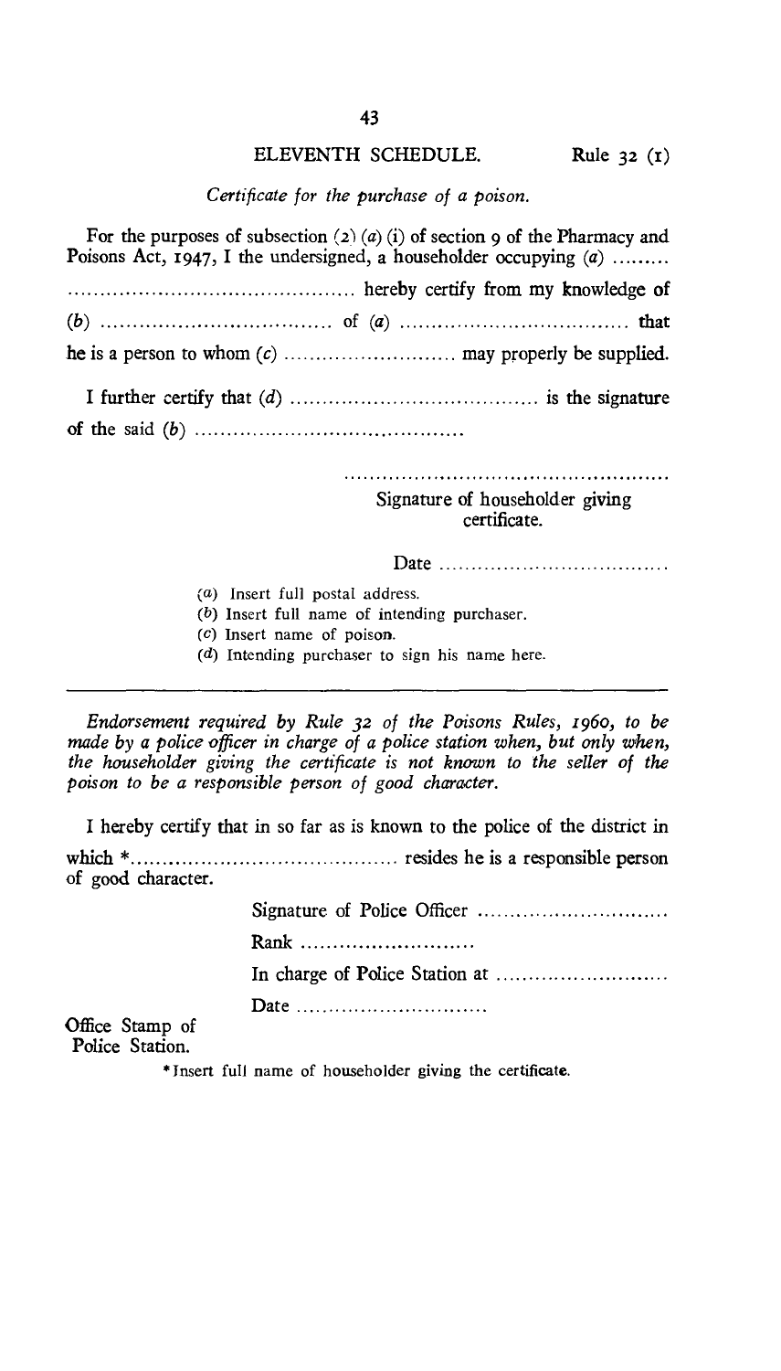## ELEVENTH SCHEDULE. Rule 32 (1)

*Certificate for the purchase of a poison.*

For the purposes of subsection (2) (*a*) (i) of section 9 of the Pharmacy and Poisons Act, 1947, I the undersigned, a householder occupying (*a*) ......... ............................................. hereby certify from my knowledge of (*b*) .................................... of (*a*) .................................... that he is a person to whom (*c*) ........................... may properly be supplied.

I further certify that (*d*) ...................................... is the signature of the said (*b*) ..........................................

................................................
Signature of householder giving certificate.

Date ....................................

(*a*) Insert full postal address.
(*b*) Insert full name of intending purchaser.
(*c*) Insert name of poison.
(*d*) Intending purchaser to sign his name here.

---

*Endorsement required by Rule 32 of the Poisons Rules, 1960, to be made by a police officer in charge of a police station when, but only when, the householder giving the certificate is not known to the seller of the poison to be a responsible person of good character.*

I hereby certify that in so far as is known to the police of the district in which *.......................................... resides he is a responsible person of good character.

Signature of Police Officer ..............................

Rank ...........................

In charge of Police Station at ...........................

Date .............................

Office Stamp of Police Station.

*Insert full name of householder giving the certificate.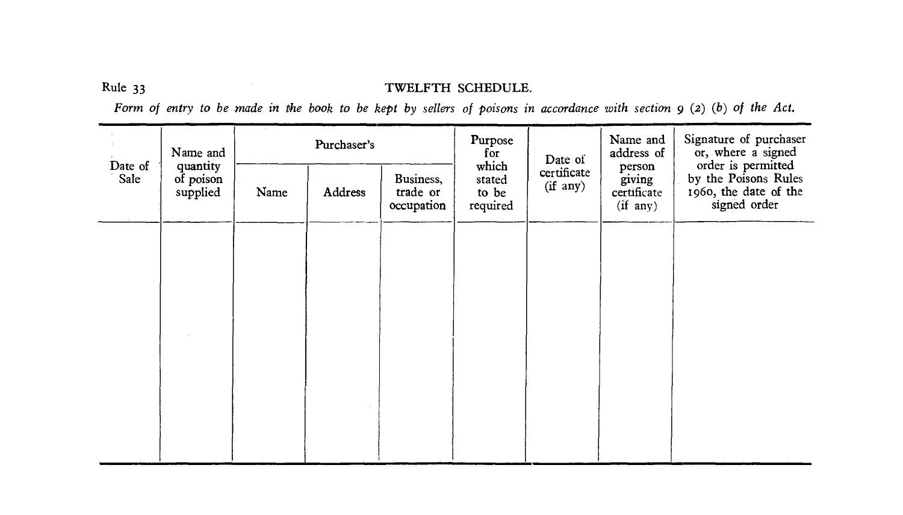Rule 33

## TWELFTH SCHEDULE.

*Form of entry to be made in the book to be kept by sellers of poisons in accordance with section 9 (2) (b) of the Act.*

| Date of Sale | Name and quantity of poison supplied | Purchaser's | | | Purpose for which stated to be required | Date of certificate (if any) | Name and address of person giving certificate (if any) | Signature of purchaser or, where a signed order is permitted by the Poisons Rules 1960, the date of the signed order |
|---|---|---|---|---|---|---|---|---|
| | | Name | Address | Business, trade or occupation | | | | |
| | | | | | | | | |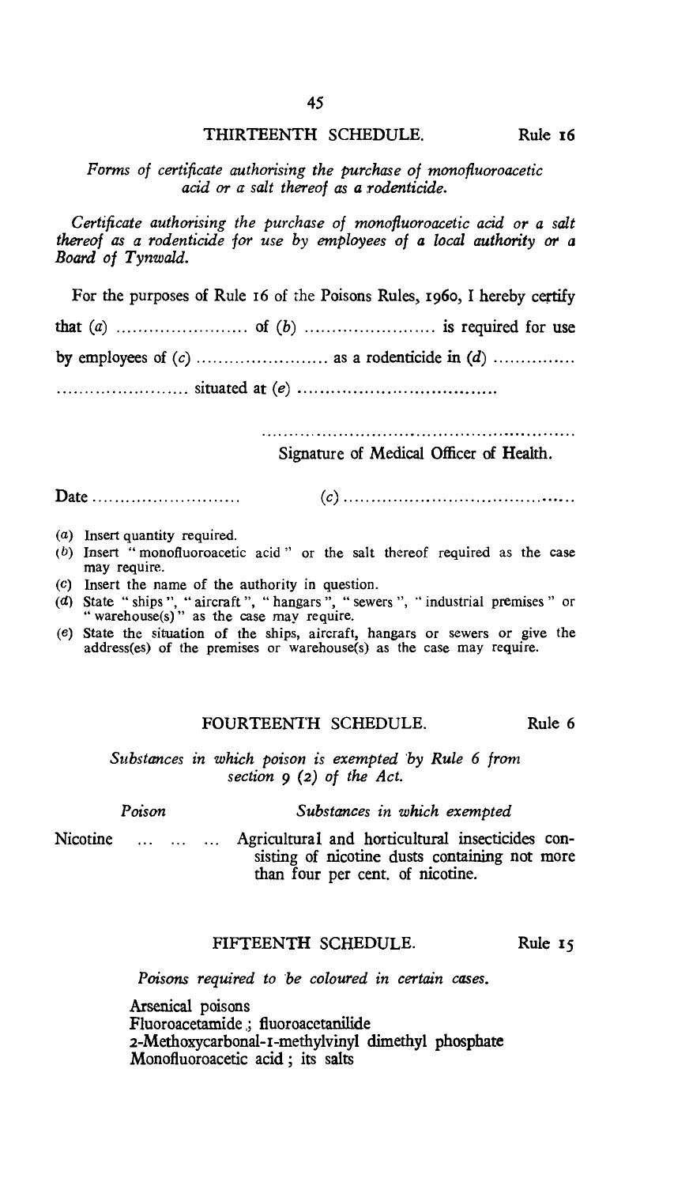## THIRTEENTH SCHEDULE. Rule 16

*Forms of certificate authorising the purchase of monofluoroacetic acid or a salt thereof as a rodenticide.*

*Certificate authorising the purchase of monofluoroacetic acid or a salt thereof as a rodenticide for use by employees of a local authority or a Board of Tynwald.*

For the purposes of Rule 16 of the Poisons Rules, 1960, I hereby certify that (a) ........................ of (b) ........................ is required for use by employees of (c) ........................ as a rodenticide in (d) .............. ........................ situated at (e) ....................................

........................................................

Signature of Medical Officer of Health.

Date ........................... (c) ........................................

(a) Insert quantity required.
(b) Insert "monofluoroacetic acid" or the salt thereof required as the case may require.
(c) Insert the name of the authority in question.
(d) State "ships", "aircraft", "hangars", "sewers", "industrial premises" or "warehouse(s)" as the case may require.
(e) State the situation of the ships, aircraft, hangars or sewers or give the address(es) of the premises or warehouse(s) as the case may require.

## FOURTEENTH SCHEDULE. Rule 6

*Substances in which poison is exempted by Rule 6 from section 9 (2) of the Act.*

| *Poison* | *Substances in which exempted* |
|---|---|
| Nicotine ... ... ... | Agricultural and horticultural insecticides consisting of nicotine dusts containing not more than four per cent. of nicotine. |

## FIFTEENTH SCHEDULE. Rule 15

*Poisons required to be coloured in certain cases.*

Arsenical poisons
Fluoroacetamide; fluoroacetanilide
2-Methoxycarbonal-1-methylvinyl dimethyl phosphate
Monofluoroacetic acid; its salts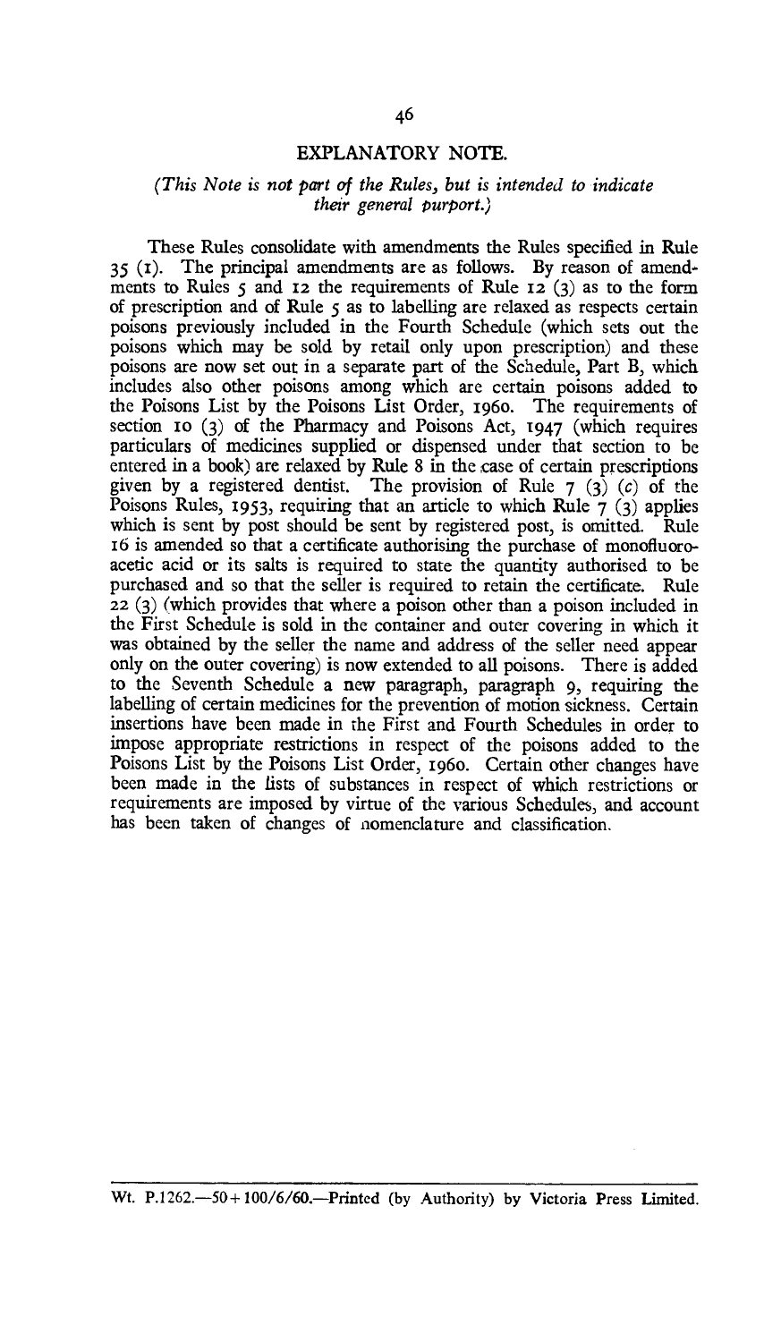## EXPLANATORY NOTE.

*(This Note is not part of the Rules, but is intended to indicate their general purport.)*

These Rules consolidate with amendments the Rules specified in Rule 35 (1). The principal amendments are as follows. By reason of amendments to Rules 5 and 12 the requirements of Rule 12 (3) as to the form of prescription and of Rule 5 as to labelling are relaxed as respects certain poisons previously included in the Fourth Schedule (which sets out the poisons which may be sold by retail only upon prescription) and these poisons are now set out in a separate part of the Schedule, Part B, which includes also other poisons among which are certain poisons added to the Poisons List by the Poisons List Order, 1960. The requirements of section 10 (3) of the Pharmacy and Poisons Act, 1947 (which requires particulars of medicines supplied or dispensed under that section to be entered in a book) are relaxed by Rule 8 in the case of certain prescriptions given by a registered dentist. The provision of Rule 7 (3) (c) of the Poisons Rules, 1953, requiring that an article to which Rule 7 (3) applies which is sent by post should be sent by registered post, is omitted. Rule 16 is amended so that a certificate authorising the purchase of monofluoroacetic acid or its salts is required to state the quantity authorised to be purchased and so that the seller is required to retain the certificate. Rule 22 (3) (which provides that where a poison other than a poison included in the First Schedule is sold in the container and outer covering in which it was obtained by the seller the name and address of the seller need appear only on the outer covering) is now extended to all poisons. There is added to the Seventh Schedule a new paragraph, paragraph 9, requiring the labelling of certain medicines for the prevention of motion sickness. Certain insertions have been made in the First and Fourth Schedules in order to impose appropriate restrictions in respect of the poisons added to the Poisons List by the Poisons List Order, 1960. Certain other changes have been made in the lists of substances in respect of which restrictions or requirements are imposed by virtue of the various Schedules, and account has been taken of changes of nomenclature and classification.

Wt. P.1262.—50+100/6/60.—Printed (by Authority) by Victoria Press Limited.